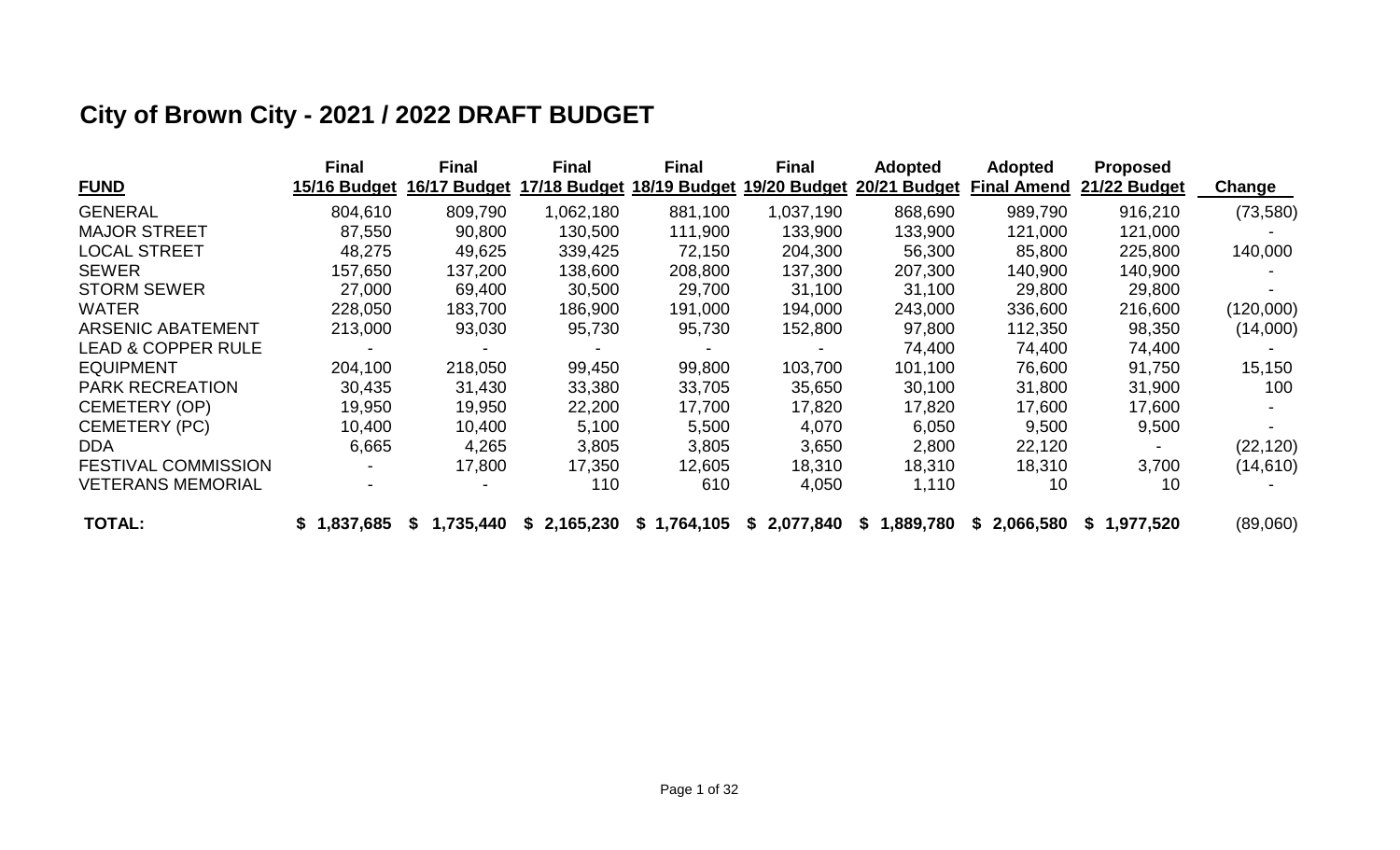# City of Brown City - 2021 / 2022 DRAFT BUDGET

| FUND | Final 15/16 Budget | Final 16/17 Budget | Final 17/18 Budget | Final 18/19 Budget | Final 19/20 Budget | Adopted 20/21 Budget | Adopted Final Amend | Proposed 21/22 Budget | Change |
|---|---|---|---|---|---|---|---|---|---|
| GENERAL | 804,610 | 809,790 | 1,062,180 | 881,100 | 1,037,190 | 868,690 | 989,790 | 916,210 | (73,580) |
| MAJOR STREET | 87,550 | 90,800 | 130,500 | 111,900 | 133,900 | 133,900 | 121,000 | 121,000 | - |
| LOCAL STREET | 48,275 | 49,625 | 339,425 | 72,150 | 204,300 | 56,300 | 85,800 | 225,800 | 140,000 |
| SEWER | 157,650 | 137,200 | 138,600 | 208,800 | 137,300 | 207,300 | 140,900 | 140,900 | - |
| STORM SEWER | 27,000 | 69,400 | 30,500 | 29,700 | 31,100 | 31,100 | 29,800 | 29,800 | - |
| WATER | 228,050 | 183,700 | 186,900 | 191,000 | 194,000 | 243,000 | 336,600 | 216,600 | (120,000) |
| ARSENIC ABATEMENT | 213,000 | 93,030 | 95,730 | 95,730 | 152,800 | 97,800 | 112,350 | 98,350 | (14,000) |
| LEAD & COPPER RULE | - | - | - | - | - | 74,400 | 74,400 | 74,400 | - |
| EQUIPMENT | 204,100 | 218,050 | 99,450 | 99,800 | 103,700 | 101,100 | 76,600 | 91,750 | 15,150 |
| PARK RECREATION | 30,435 | 31,430 | 33,380 | 33,705 | 35,650 | 30,100 | 31,800 | 31,900 | 100 |
| CEMETERY (OP) | 19,950 | 19,950 | 22,200 | 17,700 | 17,820 | 17,820 | 17,600 | 17,600 | - |
| CEMETERY (PC) | 10,400 | 10,400 | 5,100 | 5,500 | 4,070 | 6,050 | 9,500 | 9,500 | - |
| DDA | 6,665 | 4,265 | 3,805 | 3,805 | 3,650 | 2,800 | 22,120 | - | (22,120) |
| FESTIVAL COMMISSION | - | 17,800 | 17,350 | 12,605 | 18,310 | 18,310 | 18,310 | 3,700 | (14,610) |
| VETERANS MEMORIAL | - | - | 110 | 610 | 4,050 | 1,110 | 10 | 10 | - |
| **TOTAL:** | **$ 1,837,685** | **$ 1,735,440** | **$ 2,165,230** | **$ 1,764,105** | **$ 2,077,840** | **$ 1,889,780** | **$ 2,066,580** | **$ 1,977,520** | (89,060) |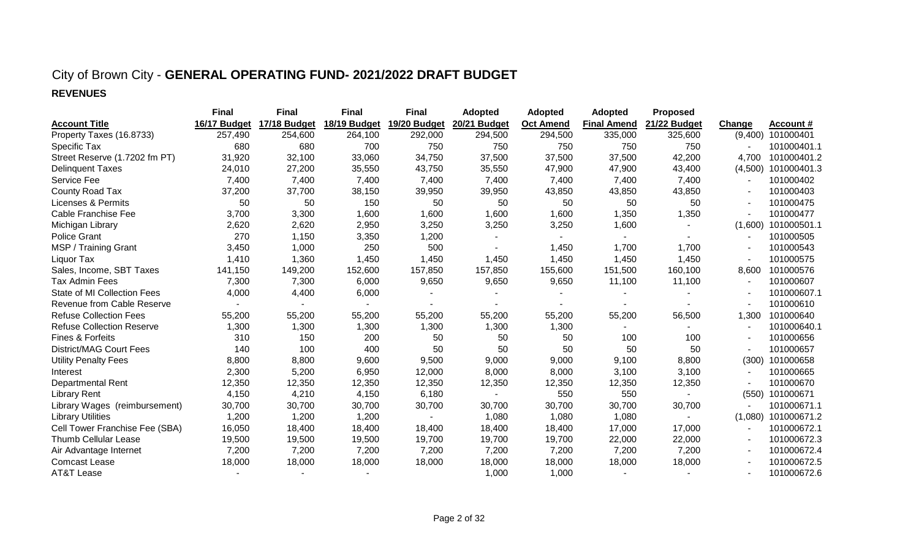# City of Brown City - **GENERAL OPERATING FUND- 2021/2022 DRAFT BUDGET**

## REVENUES

| Account Title | Final 16/17 Budget | Final 17/18 Budget | Final 18/19 Budget | Final 19/20 Budget | Adopted 20/21 Budget | Adopted Oct Amend | Adopted Final Amend | Proposed 21/22 Budget | Change | Account # |
|---|---|---|---|---|---|---|---|---|---|---|
| Property Taxes (16.8733) | 257,490 | 254,600 | 264,100 | 292,000 | 294,500 | 294,500 | 335,000 | 325,600 | (9,400) | 101000401 |
| Specific Tax | 680 | 680 | 700 | 750 | 750 | 750 | 750 | 750 | - | 101000401.1 |
| Street Reserve (1.7202 fm PT) | 31,920 | 32,100 | 33,060 | 34,750 | 37,500 | 37,500 | 37,500 | 42,200 | 4,700 | 101000401.2 |
| Delinquent Taxes | 24,010 | 27,200 | 35,550 | 43,750 | 35,550 | 47,900 | 47,900 | 43,400 | (4,500) | 101000401.3 |
| Service Fee | 7,400 | 7,400 | 7,400 | 7,400 | 7,400 | 7,400 | 7,400 | 7,400 | - | 101000402 |
| County Road Tax | 37,200 | 37,700 | 38,150 | 39,950 | 39,950 | 43,850 | 43,850 | 43,850 | - | 101000403 |
| Licenses & Permits | 50 | 50 | 150 | 50 | 50 | 50 | 50 | 50 | - | 101000475 |
| Cable Franchise Fee | 3,700 | 3,300 | 1,600 | 1,600 | 1,600 | 1,600 | 1,350 | 1,350 | - | 101000477 |
| Michigan Library | 2,620 | 2,620 | 2,950 | 3,250 | 3,250 | 3,250 | 1,600 | - | (1,600) | 101000501.1 |
| Police Grant | 270 | 1,150 | 3,350 | 1,200 | - | - | - | - | - | 101000505 |
| MSP / Training Grant | 3,450 | 1,000 | 250 | 500 | - | 1,450 | 1,700 | 1,700 | - | 101000543 |
| Liquor Tax | 1,410 | 1,360 | 1,450 | 1,450 | 1,450 | 1,450 | 1,450 | 1,450 | - | 101000575 |
| Sales, Income, SBT Taxes | 141,150 | 149,200 | 152,600 | 157,850 | 157,850 | 155,600 | 151,500 | 160,100 | 8,600 | 101000576 |
| Tax Admin Fees | 7,300 | 7,300 | 6,000 | 9,650 | 9,650 | 9,650 | 11,100 | 11,100 | - | 101000607 |
| State of MI Collection Fees | 4,000 | 4,400 | 6,000 | - | - | - | - | - | - | 101000607.1 |
| Revenue from Cable Reserve | - | - | - | - | - | - | - | - | - | 101000610 |
| Refuse Collection Fees | 55,200 | 55,200 | 55,200 | 55,200 | 55,200 | 55,200 | 55,200 | 56,500 | 1,300 | 101000640 |
| Refuse Collection Reserve | 1,300 | 1,300 | 1,300 | 1,300 | 1,300 | 1,300 | - | - | - | 101000640.1 |
| Fines & Forfeits | 310 | 150 | 200 | 50 | 50 | 50 | 100 | 100 | - | 101000656 |
| District/MAG Court Fees | 140 | 100 | 400 | 50 | 50 | 50 | 50 | 50 | - | 101000657 |
| Utility Penalty Fees | 8,800 | 8,800 | 9,600 | 9,500 | 9,000 | 9,000 | 9,100 | 8,800 | (300) | 101000658 |
| Interest | 2,300 | 5,200 | 6,950 | 12,000 | 8,000 | 8,000 | 3,100 | 3,100 | - | 101000665 |
| Departmental Rent | 12,350 | 12,350 | 12,350 | 12,350 | 12,350 | 12,350 | 12,350 | 12,350 | - | 101000670 |
| Library Rent | 4,150 | 4,210 | 4,150 | 6,180 | - | 550 | 550 | - | (550) | 101000671 |
| Library Wages (reimbursement) | 30,700 | 30,700 | 30,700 | 30,700 | 30,700 | 30,700 | 30,700 | 30,700 | - | 101000671.1 |
| Library Utilities | 1,200 | 1,200 | 1,200 | - | 1,080 | 1,080 | 1,080 | - | (1,080) | 101000671.2 |
| Cell Tower Franchise Fee (SBA) | 16,050 | 18,400 | 18,400 | 18,400 | 18,400 | 18,400 | 17,000 | 17,000 | - | 101000672.1 |
| Thumb Cellular Lease | 19,500 | 19,500 | 19,500 | 19,700 | 19,700 | 19,700 | 22,000 | 22,000 | - | 101000672.3 |
| Air Advantage Internet | 7,200 | 7,200 | 7,200 | 7,200 | 7,200 | 7,200 | 7,200 | 7,200 | - | 101000672.4 |
| Comcast Lease | 18,000 | 18,000 | 18,000 | 18,000 | 18,000 | 18,000 | 18,000 | 18,000 | - | 101000672.5 |
| AT&T Lease | - | - | - | | 1,000 | 1,000 | - | - | - | 101000672.6 |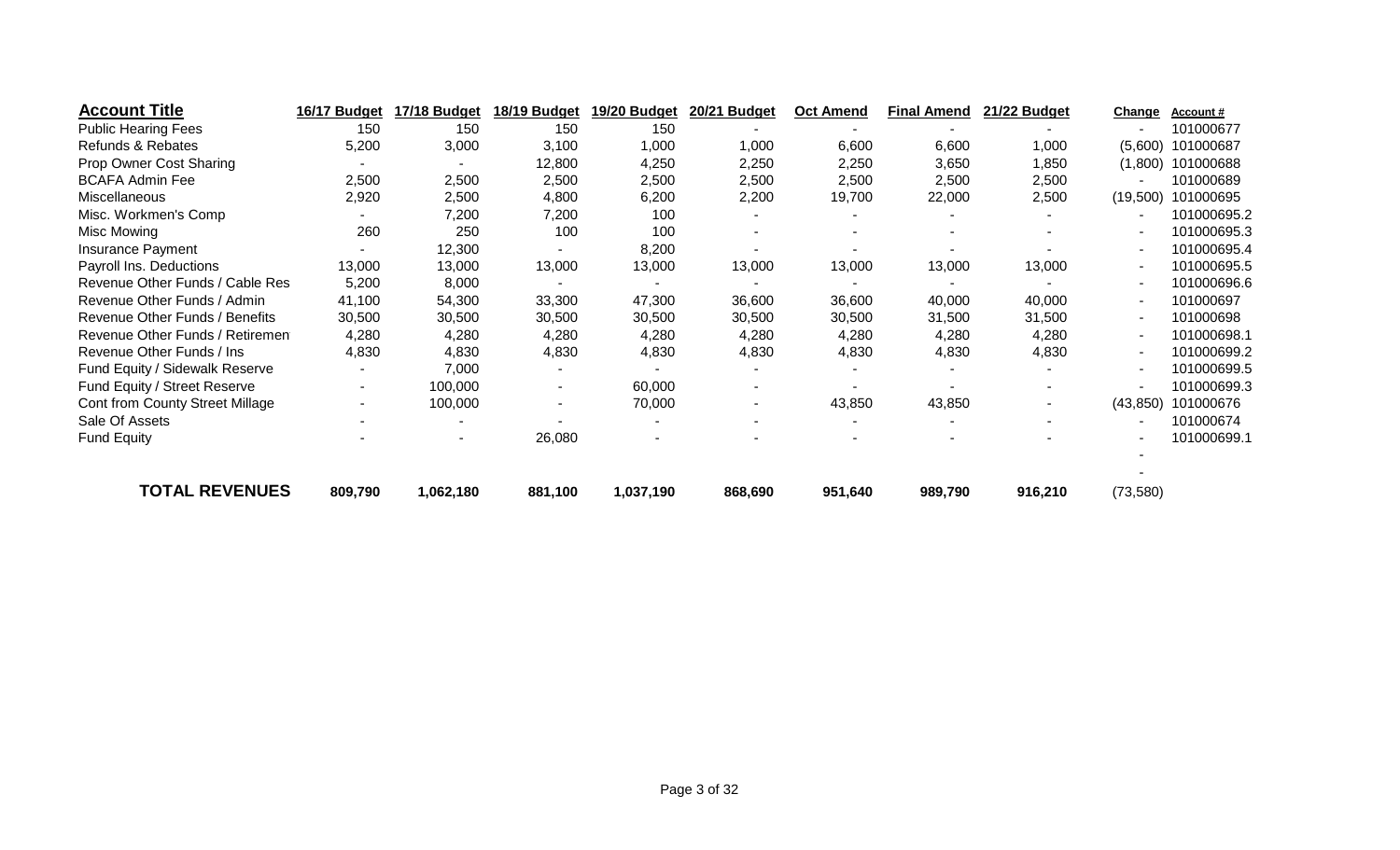| Account Title | 16/17 Budget | 17/18 Budget | 18/19 Budget | 19/20 Budget | 20/21 Budget | Oct Amend | Final Amend | 21/22 Budget | Change | Account # |
|---|---|---|---|---|---|---|---|---|---|---|
| Public Hearing Fees | 150 | 150 | 150 | 150 | - | - | - | - | - | 101000677 |
| Refunds & Rebates | 5,200 | 3,000 | 3,100 | 1,000 | 1,000 | 6,600 | 6,600 | 1,000 | (5,600) | 101000687 |
| Prop Owner Cost Sharing | - | - | 12,800 | 4,250 | 2,250 | 2,250 | 3,650 | 1,850 | (1,800) | 101000688 |
| BCAFA Admin Fee | 2,500 | 2,500 | 2,500 | 2,500 | 2,500 | 2,500 | 2,500 | 2,500 | - | 101000689 |
| Miscellaneous | 2,920 | 2,500 | 4,800 | 6,200 | 2,200 | 19,700 | 22,000 | 2,500 | (19,500) | 101000695 |
| Misc. Workmen's Comp | - | 7,200 | 7,200 | 100 | - | - | - | - | - | 101000695.2 |
| Misc Mowing | 260 | 250 | 100 | 100 | - | - | - | - | - | 101000695.3 |
| Insurance Payment | - | 12,300 | - | 8,200 | - | - | - | - | - | 101000695.4 |
| Payroll Ins. Deductions | 13,000 | 13,000 | 13,000 | 13,000 | 13,000 | 13,000 | 13,000 | 13,000 | - | 101000695.5 |
| Revenue Other Funds / Cable Res | 5,200 | 8,000 | - | - | - | - | - | - | - | 101000696.6 |
| Revenue Other Funds / Admin | 41,100 | 54,300 | 33,300 | 47,300 | 36,600 | 36,600 | 40,000 | 40,000 | - | 101000697 |
| Revenue Other Funds / Benefits | 30,500 | 30,500 | 30,500 | 30,500 | 30,500 | 30,500 | 31,500 | 31,500 | - | 101000698 |
| Revenue Other Funds / Retiremen | 4,280 | 4,280 | 4,280 | 4,280 | 4,280 | 4,280 | 4,280 | 4,280 | - | 101000698.1 |
| Revenue Other Funds / Ins | 4,830 | 4,830 | 4,830 | 4,830 | 4,830 | 4,830 | 4,830 | 4,830 | - | 101000699.2 |
| Fund Equity / Sidewalk Reserve | - | 7,000 | - | - | - | - | - | - | - | 101000699.5 |
| Fund Equity / Street Reserve | - | 100,000 | - | 60,000 | - | - | - | - | - | 101000699.3 |
| Cont from County Street Millage | - | 100,000 | - | 70,000 | - | 43,850 | 43,850 | - | (43,850) | 101000676 |
| Sale Of Assets | - | - | - | - | - | - | - | - | - | 101000674 |
| Fund Equity | - | - | 26,080 | - | - | - | - | - | - | 101000699.1 |
| | | | | | | | | | - | |
| | | | | | | | | | - | |
| **TOTAL REVENUES** | **809,790** | **1,062,180** | **881,100** | **1,037,190** | **868,690** | **951,640** | **989,790** | **916,210** | **(73,580)** | |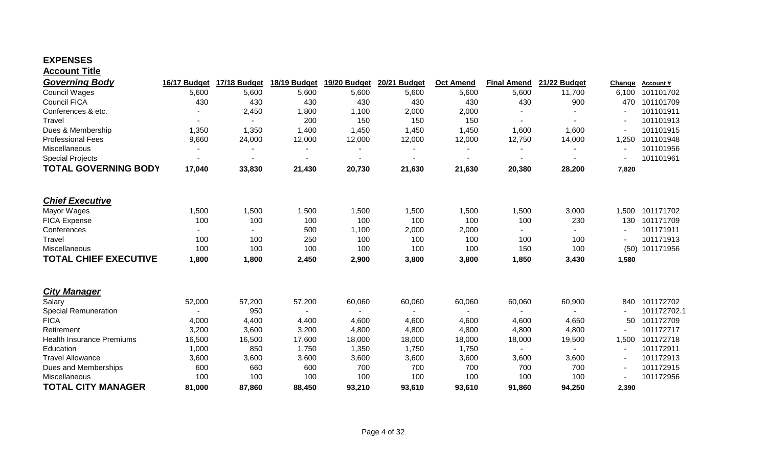# EXPENSES

**Account Title**

| ***Governing Body*** | 16/17 Budget | 17/18 Budget | 18/19 Budget | 19/20 Budget | 20/21 Budget | Oct Amend | Final Amend | 21/22 Budget | Change | Account # |
|---|---|---|---|---|---|---|---|---|---|---|
| Council Wages | 5,600 | 5,600 | 5,600 | 5,600 | 5,600 | 5,600 | 5,600 | 11,700 | 6,100 | 101101702 |
| Council FICA | 430 | 430 | 430 | 430 | 430 | 430 | 430 | 900 | 470 | 101101709 |
| Conferences & etc. | - | 2,450 | 1,800 | 1,100 | 2,000 | 2,000 | - | - | - | 101101911 |
| Travel | - | - | 200 | 150 | 150 | 150 | - | - | - | 101101913 |
| Dues & Membership | 1,350 | 1,350 | 1,400 | 1,450 | 1,450 | 1,450 | 1,600 | 1,600 | - | 101101915 |
| Professional Fees | 9,660 | 24,000 | 12,000 | 12,000 | 12,000 | 12,000 | 12,750 | 14,000 | 1,250 | 101101948 |
| Miscellaneous | - | - | - | - | - | - | - | - | - | 101101956 |
| Special Projects | - | - | - | - | - | - | - | - | - | 101101961 |
| **TOTAL GOVERNING BODY** | **17,040** | **33,830** | **21,430** | **20,730** | **21,630** | **21,630** | **20,380** | **28,200** | **7,820** | |

| ***Chief Executive*** | 16/17 Budget | 17/18 Budget | 18/19 Budget | 19/20 Budget | 20/21 Budget | Oct Amend | Final Amend | 21/22 Budget | Change | Account # |
|---|---|---|---|---|---|---|---|---|---|---|
| Mayor Wages | 1,500 | 1,500 | 1,500 | 1,500 | 1,500 | 1,500 | 1,500 | 3,000 | 1,500 | 101171702 |
| FICA Expense | 100 | 100 | 100 | 100 | 100 | 100 | 100 | 230 | 130 | 101171709 |
| Conferences | - | - | 500 | 1,100 | 2,000 | 2,000 | - | - | - | 101171911 |
| Travel | 100 | 100 | 250 | 100 | 100 | 100 | 100 | 100 | - | 101171913 |
| Miscellaneous | 100 | 100 | 100 | 100 | 100 | 100 | 150 | 100 | (50) | 101171956 |
| **TOTAL CHIEF EXECUTIVE** | **1,800** | **1,800** | **2,450** | **2,900** | **3,800** | **3,800** | **1,850** | **3,430** | **1,580** | |

| ***City Manager*** | 16/17 Budget | 17/18 Budget | 18/19 Budget | 19/20 Budget | 20/21 Budget | Oct Amend | Final Amend | 21/22 Budget | Change | Account # |
|---|---|---|---|---|---|---|---|---|---|---|
| Salary | 52,000 | 57,200 | 57,200 | 60,060 | 60,060 | 60,060 | 60,060 | 60,900 | 840 | 101172702 |
| Special Remuneration | - | 950 | - | - | - | - | - | - | - | 101172702.1 |
| FICA | 4,000 | 4,400 | 4,400 | 4,600 | 4,600 | 4,600 | 4,600 | 4,650 | 50 | 101172709 |
| Retirement | 3,200 | 3,600 | 3,200 | 4,800 | 4,800 | 4,800 | 4,800 | 4,800 | - | 101172717 |
| Health Insurance Premiums | 16,500 | 16,500 | 17,600 | 18,000 | 18,000 | 18,000 | 18,000 | 19,500 | 1,500 | 101172718 |
| Education | 1,000 | 850 | 1,750 | 1,350 | 1,750 | 1,750 | - | - | - | 101172911 |
| Travel Allowance | 3,600 | 3,600 | 3,600 | 3,600 | 3,600 | 3,600 | 3,600 | 3,600 | - | 101172913 |
| Dues and Memberships | 600 | 660 | 600 | 700 | 700 | 700 | 700 | 700 | - | 101172915 |
| Miscellaneous | 100 | 100 | 100 | 100 | 100 | 100 | 100 | 100 | - | 101172956 |
| **TOTAL CITY MANAGER** | **81,000** | **87,860** | **88,450** | **93,210** | **93,610** | **93,610** | **91,860** | **94,250** | **2,390** | |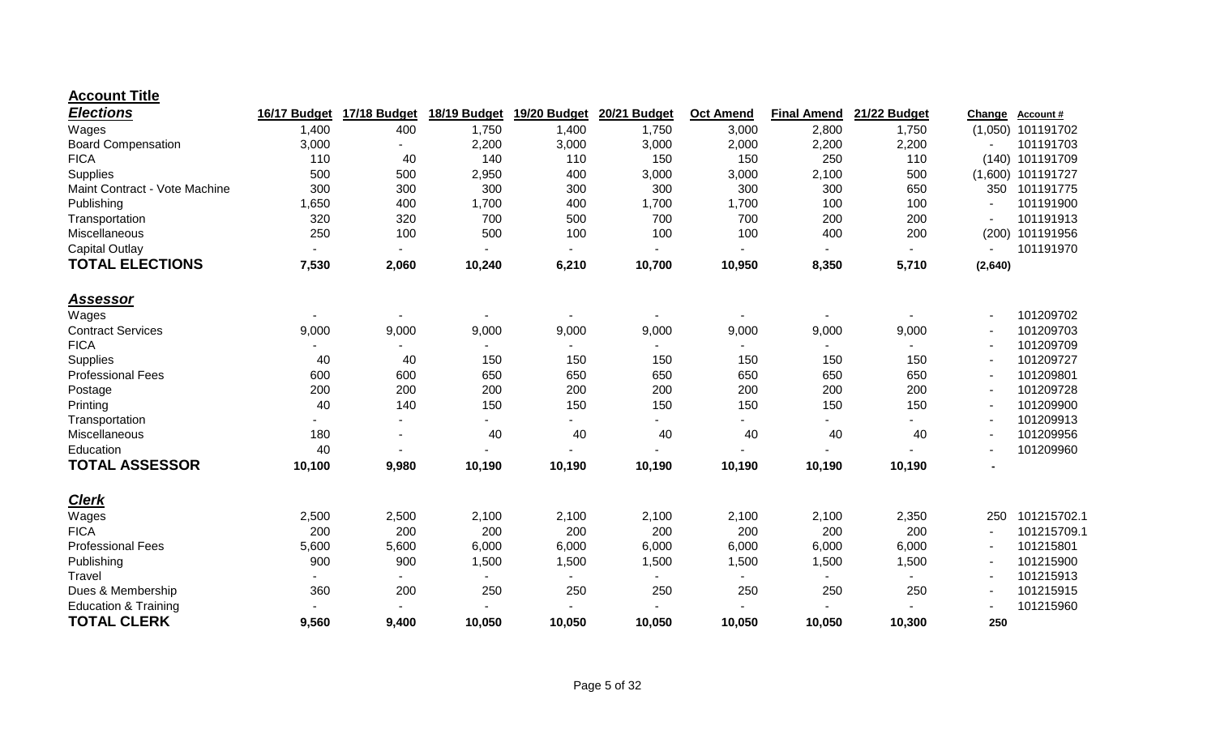## Account Title

| ***Elections*** | 16/17 Budget | 17/18 Budget | 18/19 Budget | 19/20 Budget | 20/21 Budget | Oct Amend | Final Amend | 21/22 Budget | Change | Account # |
|---|---|---|---|---|---|---|---|---|---|---|
| Wages | 1,400 | 400 | 1,750 | 1,400 | 1,750 | 3,000 | 2,800 | 1,750 | (1,050) | 101191702 |
| Board Compensation | 3,000 | - | 2,200 | 3,000 | 3,000 | 2,000 | 2,200 | 2,200 | - | 101191703 |
| FICA | 110 | 40 | 140 | 110 | 150 | 150 | 250 | 110 | (140) | 101191709 |
| Supplies | 500 | 500 | 2,950 | 400 | 3,000 | 3,000 | 2,100 | 500 | (1,600) | 101191727 |
| Maint Contract - Vote Machine | 300 | 300 | 300 | 300 | 300 | 300 | 300 | 650 | 350 | 101191775 |
| Publishing | 1,650 | 400 | 1,700 | 400 | 1,700 | 1,700 | 100 | 100 | - | 101191900 |
| Transportation | 320 | 320 | 700 | 500 | 700 | 700 | 200 | 200 | - | 101191913 |
| Miscellaneous | 250 | 100 | 500 | 100 | 100 | 100 | 400 | 200 | (200) | 101191956 |
| Capital Outlay | - | - | - | - | - | - | - | - | - | 101191970 |
| **TOTAL ELECTIONS** | **7,530** | **2,060** | **10,240** | **6,210** | **10,700** | **10,950** | **8,350** | **5,710** | **(2,640)** | |
| ***Assessor*** | | | | | | | | | | |
| Wages | - | - | - | - | - | - | - | - | - | 101209702 |
| Contract Services | 9,000 | 9,000 | 9,000 | 9,000 | 9,000 | 9,000 | 9,000 | 9,000 | - | 101209703 |
| FICA | - | - | - | - | - | - | - | - | - | 101209709 |
| Supplies | 40 | 40 | 150 | 150 | 150 | 150 | 150 | 150 | - | 101209727 |
| Professional Fees | 600 | 600 | 650 | 650 | 650 | 650 | 650 | 650 | - | 101209801 |
| Postage | 200 | 200 | 200 | 200 | 200 | 200 | 200 | 200 | - | 101209728 |
| Printing | 40 | 140 | 150 | 150 | 150 | 150 | 150 | 150 | - | 101209900 |
| Transportation | - | - | - | - | - | - | - | - | - | 101209913 |
| Miscellaneous | 180 | - | 40 | 40 | 40 | 40 | 40 | 40 | - | 101209956 |
| Education | 40 | - | - | - | - | - | - | - | - | 101209960 |
| **TOTAL ASSESSOR** | **10,100** | **9,980** | **10,190** | **10,190** | **10,190** | **10,190** | **10,190** | **10,190** | **-** | |
| ***Clerk*** | | | | | | | | | | |
| Wages | 2,500 | 2,500 | 2,100 | 2,100 | 2,100 | 2,100 | 2,100 | 2,350 | 250 | 101215702.1 |
| FICA | 200 | 200 | 200 | 200 | 200 | 200 | 200 | 200 | - | 101215709.1 |
| Professional Fees | 5,600 | 5,600 | 6,000 | 6,000 | 6,000 | 6,000 | 6,000 | 6,000 | - | 101215801 |
| Publishing | 900 | 900 | 1,500 | 1,500 | 1,500 | 1,500 | 1,500 | 1,500 | - | 101215900 |
| Travel | - | - | - | - | - | - | - | - | - | 101215913 |
| Dues & Membership | 360 | 200 | 250 | 250 | 250 | 250 | 250 | 250 | - | 101215915 |
| Education & Training | - | - | - | - | - | - | - | - | - | 101215960 |
| **TOTAL CLERK** | **9,560** | **9,400** | **10,050** | **10,050** | **10,050** | **10,050** | **10,050** | **10,300** | **250** | |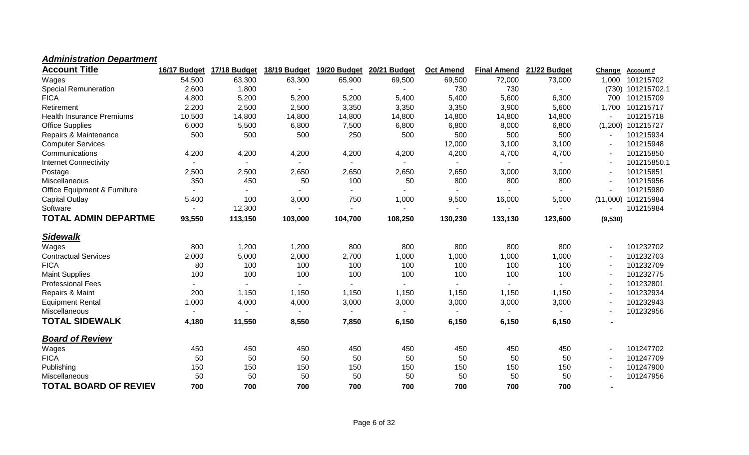### ***Administration Department***

| Account Title | 16/17 Budget | 17/18 Budget | 18/19 Budget | 19/20 Budget | 20/21 Budget | Oct Amend | Final Amend | 21/22 Budget | Change | Account # |
|---|---|---|---|---|---|---|---|---|---|---|
| Wages | 54,500 | 63,300 | 63,300 | 65,900 | 69,500 | 69,500 | 72,000 | 73,000 | 1,000 | 101215702 |
| Special Remuneration | 2,600 | 1,800 | - | - | - | 730 | 730 | - | (730) | 101215702.1 |
| FICA | 4,800 | 5,200 | 5,200 | 5,200 | 5,400 | 5,400 | 5,600 | 6,300 | 700 | 101215709 |
| Retirement | 2,200 | 2,500 | 2,500 | 3,350 | 3,350 | 3,350 | 3,900 | 5,600 | 1,700 | 101215717 |
| Health Insurance Premiums | 10,500 | 14,800 | 14,800 | 14,800 | 14,800 | 14,800 | 14,800 | 14,800 | - | 101215718 |
| Office Supplies | 6,000 | 5,500 | 6,800 | 7,500 | 6,800 | 6,800 | 8,000 | 6,800 | (1,200) | 101215727 |
| Repairs & Maintenance | 500 | 500 | 500 | 250 | 500 | 500 | 500 | 500 | - | 101215934 |
| Computer Services | | | | | | 12,000 | 3,100 | 3,100 | - | 101215948 |
| Communications | 4,200 | 4,200 | 4,200 | 4,200 | 4,200 | 4,200 | 4,700 | 4,700 | - | 101215850 |
| Internet Connectivity | - | - | - | - | - | - | - | - | - | 101215850.1 |
| Postage | 2,500 | 2,500 | 2,650 | 2,650 | 2,650 | 2,650 | 3,000 | 3,000 | - | 101215851 |
| Miscellaneous | 350 | 450 | 50 | 100 | 50 | 800 | 800 | 800 | - | 101215956 |
| Office Equipment & Furniture | - | - | - | - | - | - | - | - | - | 101215980 |
| Capital Outlay | 5,400 | 100 | 3,000 | 750 | 1,000 | 9,500 | 16,000 | 5,000 | (11,000) | 101215984 |
| Software | - | 12,300 | - | - | - | - | - | - | - | 101215984 |
| **TOTAL ADMIN DEPARTME** | **93,550** | **113,150** | **103,000** | **104,700** | **108,250** | **130,230** | **133,130** | **123,600** | **(9,530)** | |

### ***Sidewalk***

| Account Title | 16/17 Budget | 17/18 Budget | 18/19 Budget | 19/20 Budget | 20/21 Budget | Oct Amend | Final Amend | 21/22 Budget | Change | Account # |
|---|---|---|---|---|---|---|---|---|---|---|
| Wages | 800 | 1,200 | 1,200 | 800 | 800 | 800 | 800 | 800 | - | 101232702 |
| Contractual Services | 2,000 | 5,000 | 2,000 | 2,700 | 1,000 | 1,000 | 1,000 | 1,000 | - | 101232703 |
| FICA | 80 | 100 | 100 | 100 | 100 | 100 | 100 | 100 | - | 101232709 |
| Maint Supplies | 100 | 100 | 100 | 100 | 100 | 100 | 100 | 100 | - | 101232775 |
| Professional Fees | - | - | - | - | - | - | - | - | - | 101232801 |
| Repairs & Maint | 200 | 1,150 | 1,150 | 1,150 | 1,150 | 1,150 | 1,150 | 1,150 | - | 101232934 |
| Equipment Rental | 1,000 | 4,000 | 4,000 | 3,000 | 3,000 | 3,000 | 3,000 | 3,000 | - | 101232943 |
| Miscellaneous | - | - | - | - | - | - | - | - | - | 101232956 |
| **TOTAL SIDEWALK** | **4,180** | **11,550** | **8,550** | **7,850** | **6,150** | **6,150** | **6,150** | **6,150** | **-** | |

### ***Board of Review***

| Account Title | 16/17 Budget | 17/18 Budget | 18/19 Budget | 19/20 Budget | 20/21 Budget | Oct Amend | Final Amend | 21/22 Budget | Change | Account # |
|---|---|---|---|---|---|---|---|---|---|---|
| Wages | 450 | 450 | 450 | 450 | 450 | 450 | 450 | 450 | - | 101247702 |
| FICA | 50 | 50 | 50 | 50 | 50 | 50 | 50 | 50 | - | 101247709 |
| Publishing | 150 | 150 | 150 | 150 | 150 | 150 | 150 | 150 | - | 101247900 |
| Miscellaneous | 50 | 50 | 50 | 50 | 50 | 50 | 50 | 50 | - | 101247956 |
| **TOTAL BOARD OF REVIEV** | **700** | **700** | **700** | **700** | **700** | **700** | **700** | **700** | **-** | |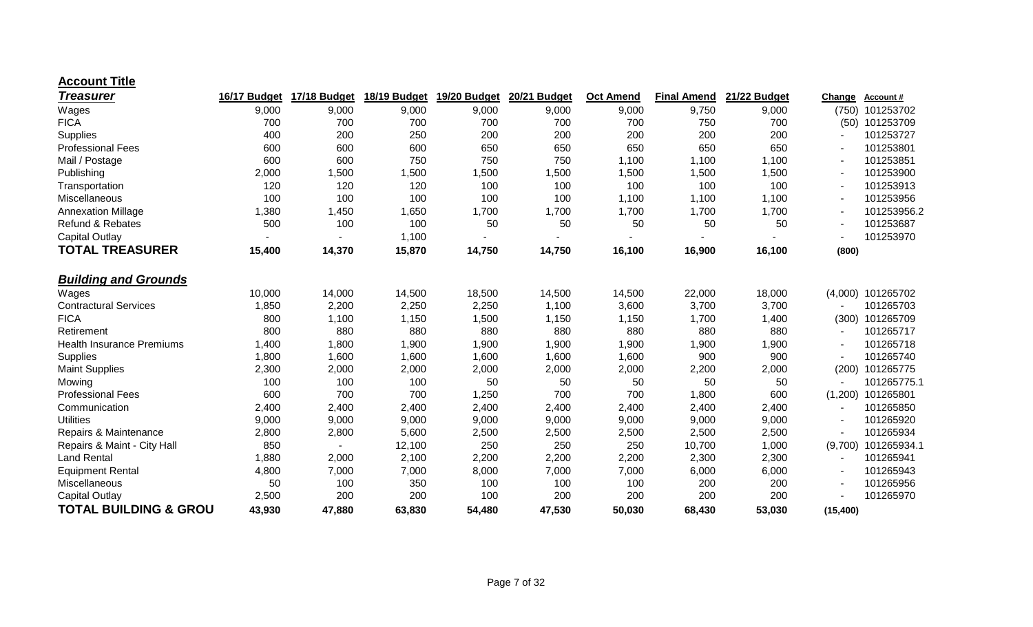**Account Title**

| *Treasurer* | 16/17 Budget | 17/18 Budget | 18/19 Budget | 19/20 Budget | 20/21 Budget | Oct Amend | Final Amend | 21/22 Budget | Change | Account # |
|---|---|---|---|---|---|---|---|---|---|---|
| Wages | 9,000 | 9,000 | 9,000 | 9,000 | 9,000 | 9,000 | 9,750 | 9,000 | (750) | 101253702 |
| FICA | 700 | 700 | 700 | 700 | 700 | 700 | 750 | 700 | (50) | 101253709 |
| Supplies | 400 | 200 | 250 | 200 | 200 | 200 | 200 | 200 | - | 101253727 |
| Professional Fees | 600 | 600 | 600 | 650 | 650 | 650 | 650 | 650 | - | 101253801 |
| Mail / Postage | 600 | 600 | 750 | 750 | 750 | 1,100 | 1,100 | 1,100 | - | 101253851 |
| Publishing | 2,000 | 1,500 | 1,500 | 1,500 | 1,500 | 1,500 | 1,500 | 1,500 | - | 101253900 |
| Transportation | 120 | 120 | 120 | 100 | 100 | 100 | 100 | 100 | - | 101253913 |
| Miscellaneous | 100 | 100 | 100 | 100 | 100 | 1,100 | 1,100 | 1,100 | - | 101253956 |
| Annexation Millage | 1,380 | 1,450 | 1,650 | 1,700 | 1,700 | 1,700 | 1,700 | 1,700 | - | 101253956.2 |
| Refund & Rebates | 500 | 100 | 100 | 50 | 50 | 50 | 50 | 50 | - | 101253687 |
| Capital Outlay | - | - | 1,100 | - | - | - | - | - | - | 101253970 |
| **TOTAL TREASURER** | **15,400** | **14,370** | **15,870** | **14,750** | **14,750** | **16,100** | **16,900** | **16,100** | **(800)** | |
| | | | | | | | | | | |
| ***Building and Grounds*** | | | | | | | | | | |
| Wages | 10,000 | 14,000 | 14,500 | 18,500 | 14,500 | 14,500 | 22,000 | 18,000 | (4,000) | 101265702 |
| Contractural Services | 1,850 | 2,200 | 2,250 | 2,250 | 1,100 | 3,600 | 3,700 | 3,700 | - | 101265703 |
| FICA | 800 | 1,100 | 1,150 | 1,500 | 1,150 | 1,150 | 1,700 | 1,400 | (300) | 101265709 |
| Retirement | 800 | 880 | 880 | 880 | 880 | 880 | 880 | 880 | - | 101265717 |
| Health Insurance Premiums | 1,400 | 1,800 | 1,900 | 1,900 | 1,900 | 1,900 | 1,900 | 1,900 | - | 101265718 |
| Supplies | 1,800 | 1,600 | 1,600 | 1,600 | 1,600 | 1,600 | 900 | 900 | - | 101265740 |
| Maint Supplies | 2,300 | 2,000 | 2,000 | 2,000 | 2,000 | 2,000 | 2,200 | 2,000 | (200) | 101265775 |
| Mowing | 100 | 100 | 100 | 50 | 50 | 50 | 50 | 50 | - | 101265775.1 |
| Professional Fees | 600 | 700 | 700 | 1,250 | 700 | 700 | 1,800 | 600 | (1,200) | 101265801 |
| Communication | 2,400 | 2,400 | 2,400 | 2,400 | 2,400 | 2,400 | 2,400 | 2,400 | - | 101265850 |
| Utilities | 9,000 | 9,000 | 9,000 | 9,000 | 9,000 | 9,000 | 9,000 | 9,000 | - | 101265920 |
| Repairs & Maintenance | 2,800 | 2,800 | 5,600 | 2,500 | 2,500 | 2,500 | 2,500 | 2,500 | - | 101265934 |
| Repairs & Maint - City Hall | 850 | - | 12,100 | 250 | 250 | 250 | 10,700 | 1,000 | (9,700) | 101265934.1 |
| Land Rental | 1,880 | 2,000 | 2,100 | 2,200 | 2,200 | 2,200 | 2,300 | 2,300 | - | 101265941 |
| Equipment Rental | 4,800 | 7,000 | 7,000 | 8,000 | 7,000 | 7,000 | 6,000 | 6,000 | - | 101265943 |
| Miscellaneous | 50 | 100 | 350 | 100 | 100 | 100 | 200 | 200 | - | 101265956 |
| Capital Outlay | 2,500 | 200 | 200 | 100 | 200 | 200 | 200 | 200 | - | 101265970 |
| **TOTAL BUILDING & GROU** | **43,930** | **47,880** | **63,830** | **54,480** | **47,530** | **50,030** | **68,430** | **53,030** | **(15,400)** | |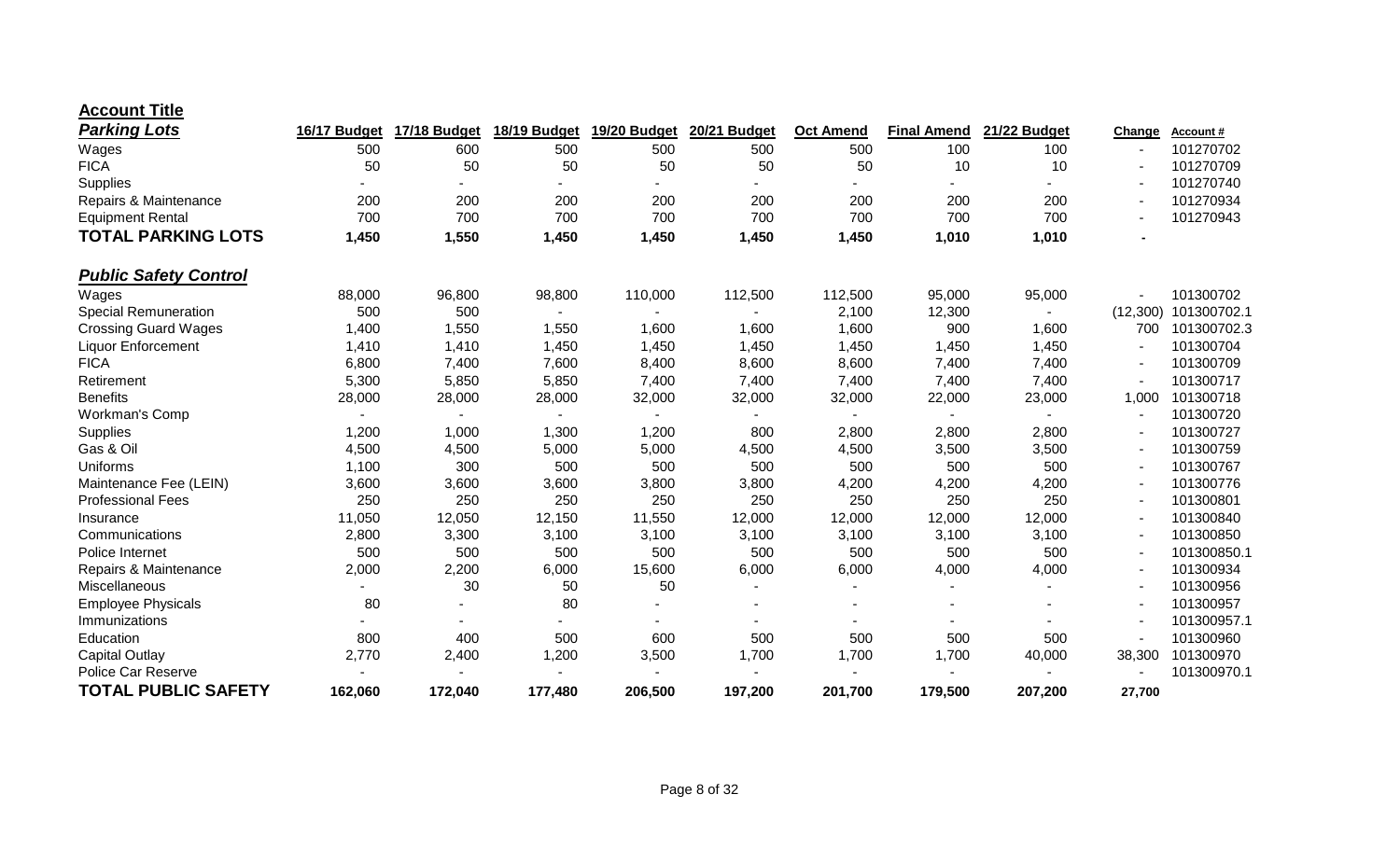**Account Title**

| *Parking Lots* | 16/17 Budget | 17/18 Budget | 18/19 Budget | 19/20 Budget | 20/21 Budget | Oct Amend | Final Amend | 21/22 Budget | Change | Account # |
|---|---|---|---|---|---|---|---|---|---|---|
| Wages | 500 | 600 | 500 | 500 | 500 | 500 | 100 | 100 | - | 101270702 |
| FICA | 50 | 50 | 50 | 50 | 50 | 50 | 10 | 10 | - | 101270709 |
| Supplies | - | - | - | - | - | - | - | - | - | 101270740 |
| Repairs & Maintenance | 200 | 200 | 200 | 200 | 200 | 200 | 200 | 200 | - | 101270934 |
| Equipment Rental | 700 | 700 | 700 | 700 | 700 | 700 | 700 | 700 | - | 101270943 |
| **TOTAL PARKING LOTS** | **1,450** | **1,550** | **1,450** | **1,450** | **1,450** | **1,450** | **1,010** | **1,010** | **-** | |

| *Public Safety Control* | 16/17 Budget | 17/18 Budget | 18/19 Budget | 19/20 Budget | 20/21 Budget | Oct Amend | Final Amend | 21/22 Budget | Change | Account # |
|---|---|---|---|---|---|---|---|---|---|---|
| Wages | 88,000 | 96,800 | 98,800 | 110,000 | 112,500 | 112,500 | 95,000 | 95,000 | - | 101300702 |
| Special Remuneration | 500 | 500 | - | - | - | 2,100 | 12,300 | - | (12,300) | 101300702.1 |
| Crossing Guard Wages | 1,400 | 1,550 | 1,550 | 1,600 | 1,600 | 1,600 | 900 | 1,600 | 700 | 101300702.3 |
| Liquor Enforcement | 1,410 | 1,410 | 1,450 | 1,450 | 1,450 | 1,450 | 1,450 | 1,450 | - | 101300704 |
| FICA | 6,800 | 7,400 | 7,600 | 8,400 | 8,600 | 8,600 | 7,400 | 7,400 | - | 101300709 |
| Retirement | 5,300 | 5,850 | 5,850 | 7,400 | 7,400 | 7,400 | 7,400 | 7,400 | - | 101300717 |
| Benefits | 28,000 | 28,000 | 28,000 | 32,000 | 32,000 | 32,000 | 22,000 | 23,000 | 1,000 | 101300718 |
| Workman's Comp | - | - | - | - | - | - | - | - | - | 101300720 |
| Supplies | 1,200 | 1,000 | 1,300 | 1,200 | 800 | 2,800 | 2,800 | 2,800 | - | 101300727 |
| Gas & Oil | 4,500 | 4,500 | 5,000 | 5,000 | 4,500 | 4,500 | 3,500 | 3,500 | - | 101300759 |
| Uniforms | 1,100 | 300 | 500 | 500 | 500 | 500 | 500 | 500 | - | 101300767 |
| Maintenance Fee (LEIN) | 3,600 | 3,600 | 3,600 | 3,800 | 3,800 | 4,200 | 4,200 | 4,200 | - | 101300776 |
| Professional Fees | 250 | 250 | 250 | 250 | 250 | 250 | 250 | 250 | - | 101300801 |
| Insurance | 11,050 | 12,050 | 12,150 | 11,550 | 12,000 | 12,000 | 12,000 | 12,000 | - | 101300840 |
| Communications | 2,800 | 3,300 | 3,100 | 3,100 | 3,100 | 3,100 | 3,100 | 3,100 | - | 101300850 |
| Police Internet | 500 | 500 | 500 | 500 | 500 | 500 | 500 | 500 | - | 101300850.1 |
| Repairs & Maintenance | 2,000 | 2,200 | 6,000 | 15,600 | 6,000 | 6,000 | 4,000 | 4,000 | - | 101300934 |
| Miscellaneous | - | 30 | 50 | 50 | - | - | - | - | - | 101300956 |
| Employee Physicals | 80 | - | 80 | - | - | - | - | - | - | 101300957 |
| Immunizations | - | - | - | - | - | - | - | - | - | 101300957.1 |
| Education | 800 | 400 | 500 | 600 | 500 | 500 | 500 | 500 | - | 101300960 |
| Capital Outlay | 2,770 | 2,400 | 1,200 | 3,500 | 1,700 | 1,700 | 1,700 | 40,000 | 38,300 | 101300970 |
| Police Car Reserve | - | - | - | - | - | - | - | - | - | 101300970.1 |
| **TOTAL PUBLIC SAFETY** | **162,060** | **172,040** | **177,480** | **206,500** | **197,200** | **201,700** | **179,500** | **207,200** | **27,700** | |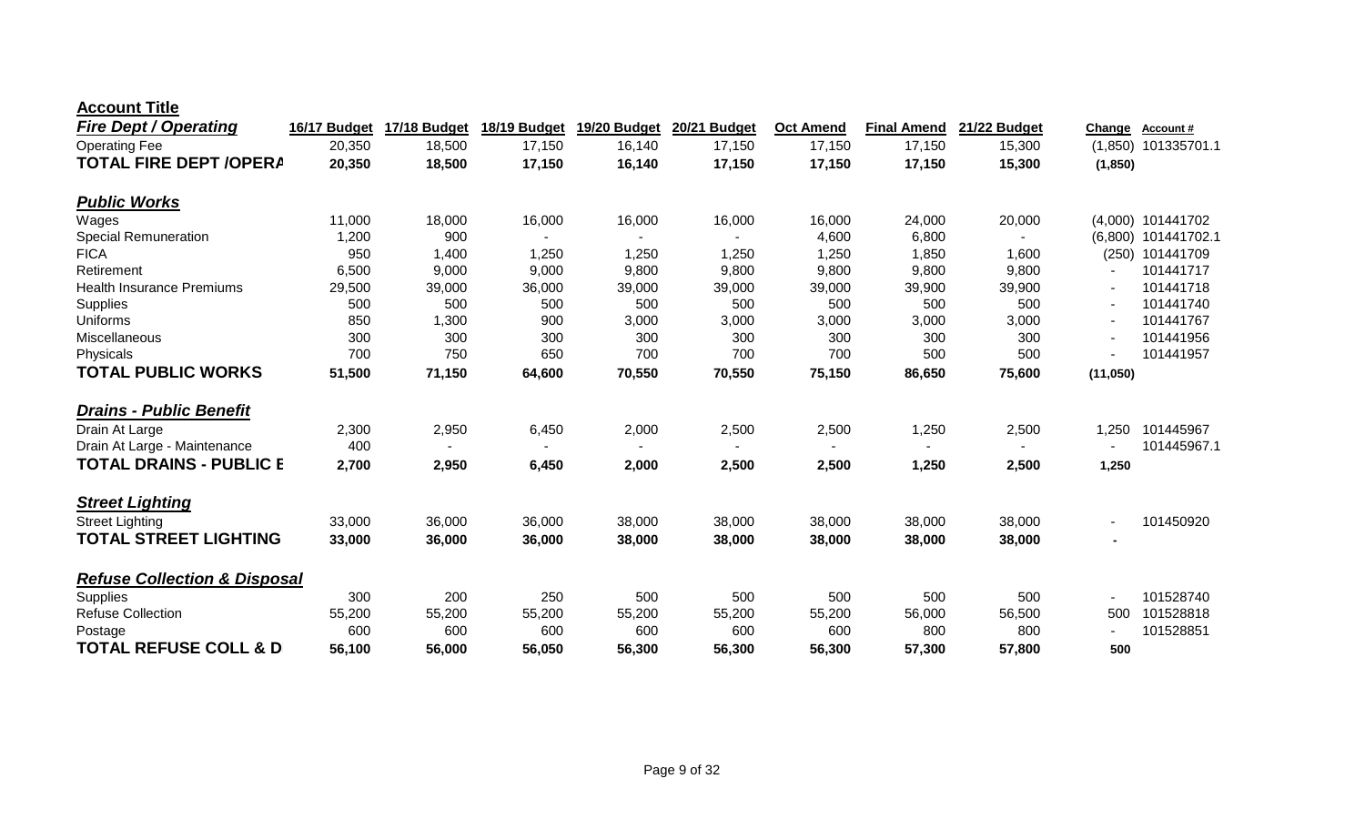**Account Title**

| ***Fire Dept / Operating*** | 16/17 Budget | 17/18 Budget | 18/19 Budget | 19/20 Budget | 20/21 Budget | Oct Amend | Final Amend | 21/22 Budget | Change | Account # |
|---|---|---|---|---|---|---|---|---|---|---|
| Operating Fee | 20,350 | 18,500 | 17,150 | 16,140 | 17,150 | 17,150 | 17,150 | 15,300 | (1,850) | 101335701.1 |
| **TOTAL FIRE DEPT /OPERA** | **20,350** | **18,500** | **17,150** | **16,140** | **17,150** | **17,150** | **17,150** | **15,300** | **(1,850)** | |
| | | | | | | | | | | |
| ***Public Works*** | | | | | | | | | | |
| Wages | 11,000 | 18,000 | 16,000 | 16,000 | 16,000 | 16,000 | 24,000 | 20,000 | (4,000) | 101441702 |
| Special Remuneration | 1,200 | 900 | - | - | - | 4,600 | 6,800 | - | (6,800) | 101441702.1 |
| FICA | 950 | 1,400 | 1,250 | 1,250 | 1,250 | 1,250 | 1,850 | 1,600 | (250) | 101441709 |
| Retirement | 6,500 | 9,000 | 9,000 | 9,800 | 9,800 | 9,800 | 9,800 | 9,800 | - | 101441717 |
| Health Insurance Premiums | 29,500 | 39,000 | 36,000 | 39,000 | 39,000 | 39,000 | 39,900 | 39,900 | - | 101441718 |
| Supplies | 500 | 500 | 500 | 500 | 500 | 500 | 500 | 500 | - | 101441740 |
| Uniforms | 850 | 1,300 | 900 | 3,000 | 3,000 | 3,000 | 3,000 | 3,000 | - | 101441767 |
| Miscellaneous | 300 | 300 | 300 | 300 | 300 | 300 | 300 | 300 | - | 101441956 |
| Physicals | 700 | 750 | 650 | 700 | 700 | 700 | 500 | 500 | - | 101441957 |
| **TOTAL PUBLIC WORKS** | **51,500** | **71,150** | **64,600** | **70,550** | **70,550** | **75,150** | **86,650** | **75,600** | **(11,050)** | |
| | | | | | | | | | | |
| ***Drains - Public Benefit*** | | | | | | | | | | |
| Drain At Large | 2,300 | 2,950 | 6,450 | 2,000 | 2,500 | 2,500 | 1,250 | 2,500 | 1,250 | 101445967 |
| Drain At Large - Maintenance | 400 | - | - | - | - | - | - | - | - | 101445967.1 |
| **TOTAL DRAINS - PUBLIC E** | **2,700** | **2,950** | **6,450** | **2,000** | **2,500** | **2,500** | **1,250** | **2,500** | **1,250** | |
| | | | | | | | | | | |
| ***Street Lighting*** | | | | | | | | | | |
| Street Lighting | 33,000 | 36,000 | 36,000 | 38,000 | 38,000 | 38,000 | 38,000 | 38,000 | - | 101450920 |
| **TOTAL STREET LIGHTING** | **33,000** | **36,000** | **36,000** | **38,000** | **38,000** | **38,000** | **38,000** | **38,000** | **-** | |
| | | | | | | | | | | |
| ***Refuse Collection & Disposal*** | | | | | | | | | | |
| Supplies | 300 | 200 | 250 | 500 | 500 | 500 | 500 | 500 | - | 101528740 |
| Refuse Collection | 55,200 | 55,200 | 55,200 | 55,200 | 55,200 | 55,200 | 56,000 | 56,500 | 500 | 101528818 |
| Postage | 600 | 600 | 600 | 600 | 600 | 600 | 800 | 800 | - | 101528851 |
| **TOTAL REFUSE COLL & D** | **56,100** | **56,000** | **56,050** | **56,300** | **56,300** | **56,300** | **57,300** | **57,800** | **500** | |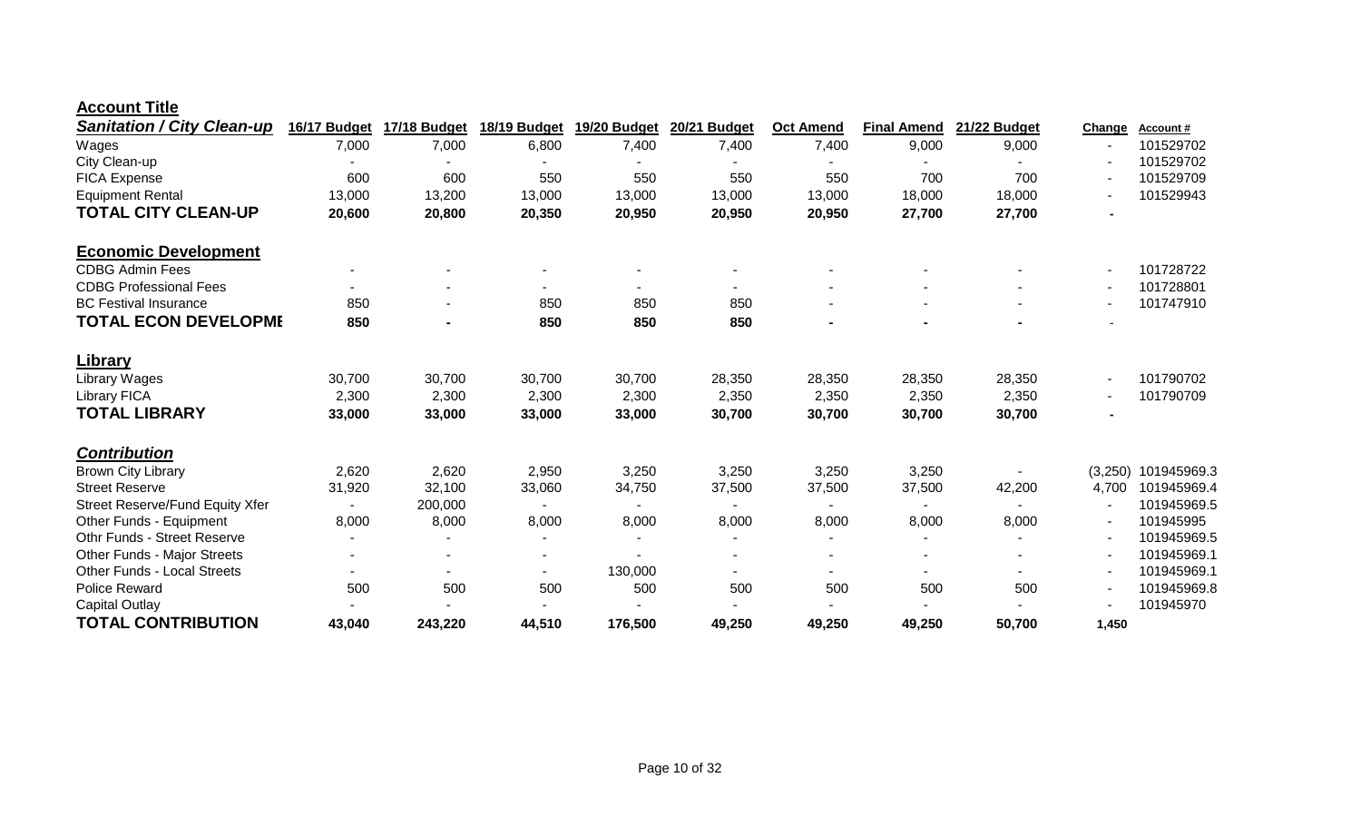**Account Title**

| *Sanitation / City Clean-up* | 16/17 Budget | 17/18 Budget | 18/19 Budget | 19/20 Budget | 20/21 Budget | Oct Amend | Final Amend | 21/22 Budget | Change | Account # |
|---|---|---|---|---|---|---|---|---|---|---|
| Wages | 7,000 | 7,000 | 6,800 | 7,400 | 7,400 | 7,400 | 9,000 | 9,000 | - | 101529702 |
| City Clean-up | - | - | - | - | - | - | - | - | - | 101529702 |
| FICA Expense | 600 | 600 | 550 | 550 | 550 | 550 | 700 | 700 | - | 101529709 |
| Equipment Rental | 13,000 | 13,200 | 13,000 | 13,000 | 13,000 | 13,000 | 18,000 | 18,000 | - | 101529943 |
| **TOTAL CITY CLEAN-UP** | **20,600** | **20,800** | **20,350** | **20,950** | **20,950** | **20,950** | **27,700** | **27,700** | **-** | |
| | | | | | | | | | | |
| **Economic Development** | | | | | | | | | | |
| CDBG Admin Fees | - | - | - | - | - | - | - | - | - | 101728722 |
| CDBG Professional Fees | - | - | - | - | - | - | - | - | - | 101728801 |
| BC Festival Insurance | 850 | - | 850 | 850 | 850 | - | - | - | - | 101747910 |
| **TOTAL ECON DEVELOPME** | **850** | **-** | **850** | **850** | **850** | **-** | **-** | **-** | - | |
| | | | | | | | | | | |
| **Library** | | | | | | | | | | |
| Library Wages | 30,700 | 30,700 | 30,700 | 30,700 | 28,350 | 28,350 | 28,350 | 28,350 | - | 101790702 |
| Library FICA | 2,300 | 2,300 | 2,300 | 2,300 | 2,350 | 2,350 | 2,350 | 2,350 | - | 101790709 |
| **TOTAL LIBRARY** | **33,000** | **33,000** | **33,000** | **33,000** | **30,700** | **30,700** | **30,700** | **30,700** | **-** | |
| | | | | | | | | | | |
| ***Contribution*** | | | | | | | | | | |
| Brown City Library | 2,620 | 2,620 | 2,950 | 3,250 | 3,250 | 3,250 | 3,250 | - | (3,250) | 101945969.3 |
| Street Reserve | 31,920 | 32,100 | 33,060 | 34,750 | 37,500 | 37,500 | 37,500 | 42,200 | 4,700 | 101945969.4 |
| Street Reserve/Fund Equity Xfer | - | 200,000 | - | - | - | - | - | - | - | 101945969.5 |
| Other Funds - Equipment | 8,000 | 8,000 | 8,000 | 8,000 | 8,000 | 8,000 | 8,000 | 8,000 | - | 101945995 |
| Othr Funds - Street Reserve | - | - | - | - | - | - | - | - | - | 101945969.5 |
| Other Funds - Major Streets | - | - | - | - | - | - | - | - | - | 101945969.1 |
| Other Funds - Local Streets | - | - | - | 130,000 | - | - | - | - | - | 101945969.1 |
| Police Reward | 500 | 500 | 500 | 500 | 500 | 500 | 500 | 500 | - | 101945969.8 |
| Capital Outlay | - | - | - | - | - | - | - | - | - | 101945970 |
| **TOTAL CONTRIBUTION** | **43,040** | **243,220** | **44,510** | **176,500** | **49,250** | **49,250** | **49,250** | **50,700** | **1,450** | |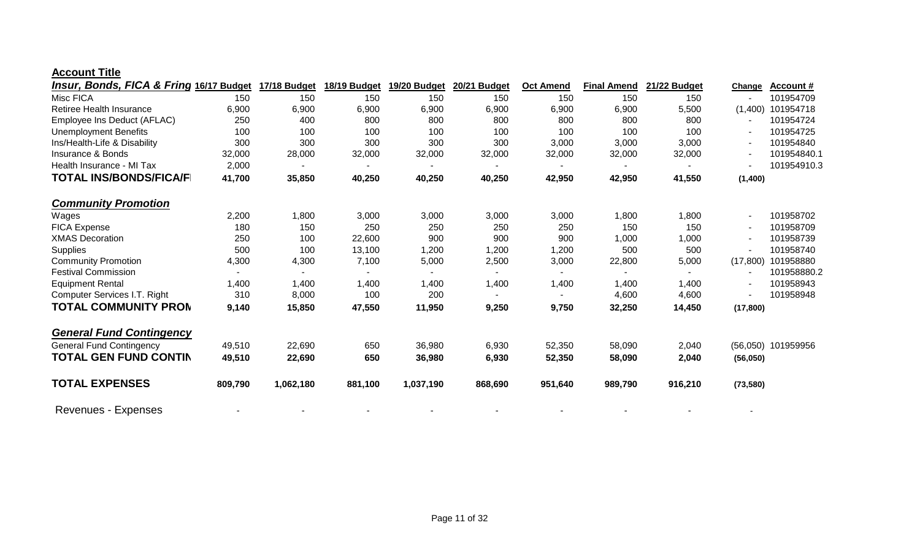**Account Title**

| *Insur, Bonds, FICA & Fring* | 16/17 Budget | 17/18 Budget | 18/19 Budget | 19/20 Budget | 20/21 Budget | Oct Amend | Final Amend | 21/22 Budget | Change | Account # |
|---|---|---|---|---|---|---|---|---|---|---|
| Misc FICA | 150 | 150 | 150 | 150 | 150 | 150 | 150 | 150 | - | 101954709 |
| Retiree Health Insurance | 6,900 | 6,900 | 6,900 | 6,900 | 6,900 | 6,900 | 6,900 | 5,500 | (1,400) | 101954718 |
| Employee Ins Deduct (AFLAC) | 250 | 400 | 800 | 800 | 800 | 800 | 800 | 800 | - | 101954724 |
| Unemployment Benefits | 100 | 100 | 100 | 100 | 100 | 100 | 100 | 100 | - | 101954725 |
| Ins/Health-Life & Disability | 300 | 300 | 300 | 300 | 300 | 3,000 | 3,000 | 3,000 | - | 101954840 |
| Insurance & Bonds | 32,000 | 28,000 | 32,000 | 32,000 | 32,000 | 32,000 | 32,000 | 32,000 | - | 101954840.1 |
| Health Insurance - MI Tax | 2,000 | - | - | - | - | - | - | - | - | 101954910.3 |
| **TOTAL INS/BONDS/FICA/F** | **41,700** | **35,850** | **40,250** | **40,250** | **40,250** | **42,950** | **42,950** | **41,550** | **(1,400)** | |
| | | | | | | | | | | |
| ***Community Promotion*** | | | | | | | | | | |
| Wages | 2,200 | 1,800 | 3,000 | 3,000 | 3,000 | 3,000 | 1,800 | 1,800 | - | 101958702 |
| FICA Expense | 180 | 150 | 250 | 250 | 250 | 250 | 150 | 150 | - | 101958709 |
| XMAS Decoration | 250 | 100 | 22,600 | 900 | 900 | 900 | 1,000 | 1,000 | - | 101958739 |
| Supplies | 500 | 100 | 13,100 | 1,200 | 1,200 | 1,200 | 500 | 500 | - | 101958740 |
| Community Promotion | 4,300 | 4,300 | 7,100 | 5,000 | 2,500 | 3,000 | 22,800 | 5,000 | (17,800) | 101958880 |
| Festival Commission | - | - | - | - | - | - | - | - | - | 101958880.2 |
| Equipment Rental | 1,400 | 1,400 | 1,400 | 1,400 | 1,400 | 1,400 | 1,400 | 1,400 | - | 101958943 |
| Computer Services I.T. Right | 310 | 8,000 | 100 | 200 | - | - | 4,600 | 4,600 | - | 101958948 |
| **TOTAL COMMUNITY PROM** | **9,140** | **15,850** | **47,550** | **11,950** | **9,250** | **9,750** | **32,250** | **14,450** | **(17,800)** | |
| | | | | | | | | | | |
| ***General Fund Contingency*** | | | | | | | | | | |
| General Fund Contingency | 49,510 | 22,690 | 650 | 36,980 | 6,930 | 52,350 | 58,090 | 2,040 | (56,050) | 101959956 |
| **TOTAL GEN FUND CONTIN** | **49,510** | **22,690** | **650** | **36,980** | **6,930** | **52,350** | **58,090** | **2,040** | **(56,050)** | |
| | | | | | | | | | | |
| **TOTAL EXPENSES** | **809,790** | **1,062,180** | **881,100** | **1,037,190** | **868,690** | **951,640** | **989,790** | **916,210** | **(73,580)** | |
| | | | | | | | | | | |
| Revenues - Expenses | - | - | - | - | - | - | - | - | - | |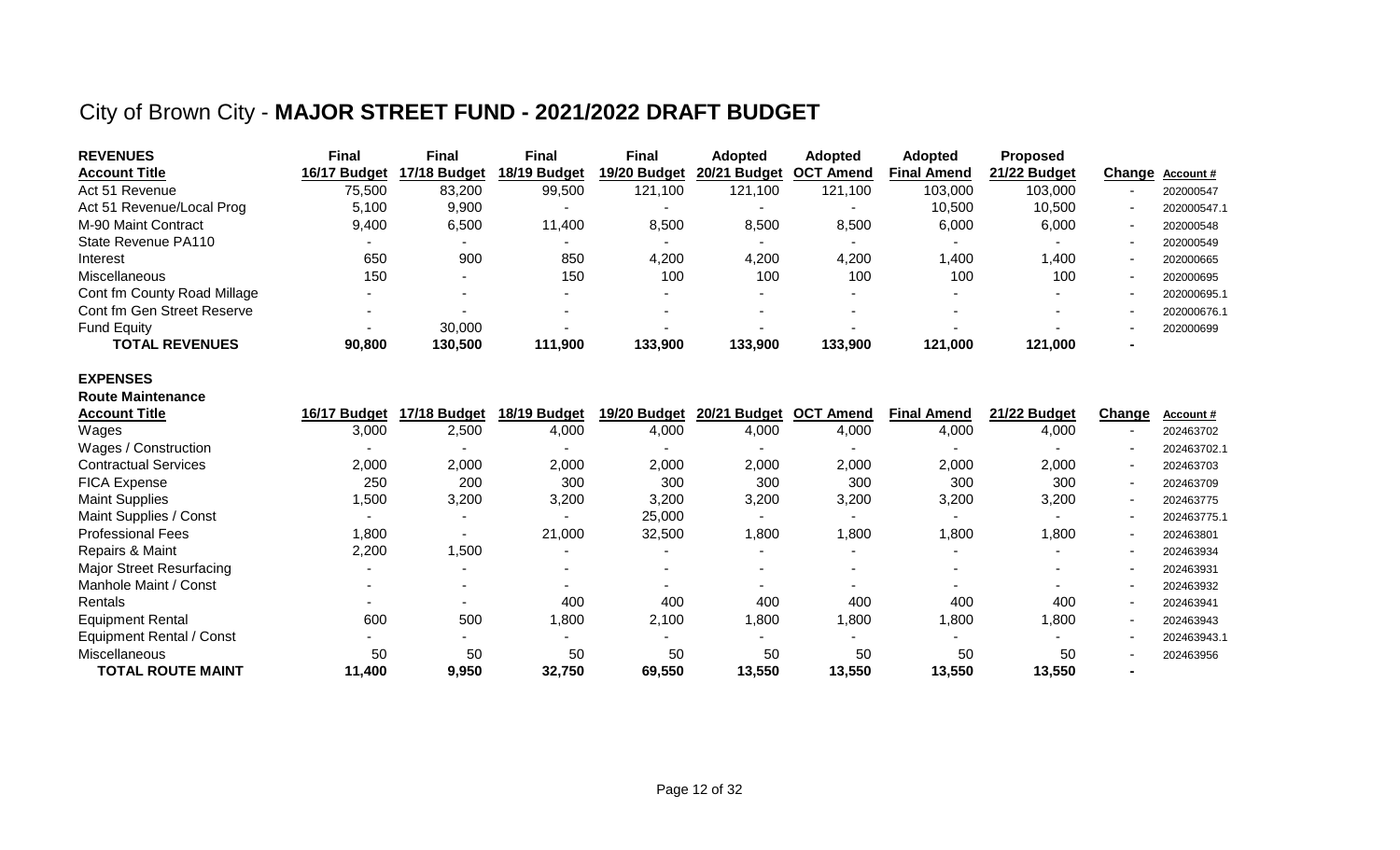# City of Brown City - **MAJOR STREET FUND - 2021/2022 DRAFT BUDGET**

| **REVENUES** | **Final** | **Final** | **Final** | **Final** | **Adopted** | **Adopted** | **Adopted** | **Proposed** | | |
|---|---|---|---|---|---|---|---|---|---|---|
| **Account Title** | **16/17 Budget** | **17/18 Budget** | **18/19 Budget** | **19/20 Budget** | **20/21 Budget** | **OCT Amend** | **Final Amend** | **21/22 Budget** | **Change** | **Account #** |
| Act 51 Revenue | 75,500 | 83,200 | 99,500 | 121,100 | 121,100 | 121,100 | 103,000 | 103,000 | - | 202000547 |
| Act 51 Revenue/Local Prog | 5,100 | 9,900 | - | - | - | - | 10,500 | 10,500 | - | 202000547.1 |
| M-90 Maint Contract | 9,400 | 6,500 | 11,400 | 8,500 | 8,500 | 8,500 | 6,000 | 6,000 | - | 202000548 |
| State Revenue PA110 | - | - | - | - | - | - | - | - | - | 202000549 |
| Interest | 650 | 900 | 850 | 4,200 | 4,200 | 4,200 | 1,400 | 1,400 | - | 202000665 |
| Miscellaneous | 150 | - | 150 | 100 | 100 | 100 | 100 | 100 | - | 202000695 |
| Cont fm County Road Millage | - | - | - | - | - | - | - | - | - | 202000695.1 |
| Cont fm Gen Street Reserve | - | - | - | - | - | - | - | - | - | 202000676.1 |
| Fund Equity | - | 30,000 | - | - | - | - | - | - | - | 202000699 |
| **TOTAL REVENUES** | **90,800** | **130,500** | **111,900** | **133,900** | **133,900** | **133,900** | **121,000** | **121,000** | **-** | |

**EXPENSES**

**Route Maintenance**

| **Account Title** | **16/17 Budget** | **17/18 Budget** | **18/19 Budget** | **19/20 Budget** | **20/21 Budget** | **OCT Amend** | **Final Amend** | **21/22 Budget** | **Change** | **Account #** |
|---|---|---|---|---|---|---|---|---|---|---|
| Wages | 3,000 | 2,500 | 4,000 | 4,000 | 4,000 | 4,000 | 4,000 | 4,000 | - | 202463702 |
| Wages / Construction | - | - | - | - | - | - | - | - | - | 202463702.1 |
| Contractual Services | 2,000 | 2,000 | 2,000 | 2,000 | 2,000 | 2,000 | 2,000 | 2,000 | - | 202463703 |
| FICA Expense | 250 | 200 | 300 | 300 | 300 | 300 | 300 | 300 | - | 202463709 |
| Maint Supplies | 1,500 | 3,200 | 3,200 | 3,200 | 3,200 | 3,200 | 3,200 | 3,200 | - | 202463775 |
| Maint Supplies / Const | - | - | - | 25,000 | - | - | - | - | - | 202463775.1 |
| Professional Fees | 1,800 | - | 21,000 | 32,500 | 1,800 | 1,800 | 1,800 | 1,800 | - | 202463801 |
| Repairs & Maint | 2,200 | 1,500 | - | - | - | - | - | - | - | 202463934 |
| Major Street Resurfacing | - | - | - | - | - | - | - | - | - | 202463931 |
| Manhole Maint / Const | - | - | - | - | - | - | - | - | - | 202463932 |
| Rentals | - | - | 400 | 400 | 400 | 400 | 400 | 400 | - | 202463941 |
| Equipment Rental | 600 | 500 | 1,800 | 2,100 | 1,800 | 1,800 | 1,800 | 1,800 | - | 202463943 |
| Equipment Rental / Const | - | - | - | - | - | - | - | - | - | 202463943.1 |
| Miscellaneous | 50 | 50 | 50 | 50 | 50 | 50 | 50 | 50 | - | 202463956 |
| **TOTAL ROUTE MAINT** | **11,400** | **9,950** | **32,750** | **69,550** | **13,550** | **13,550** | **13,550** | **13,550** | **-** | |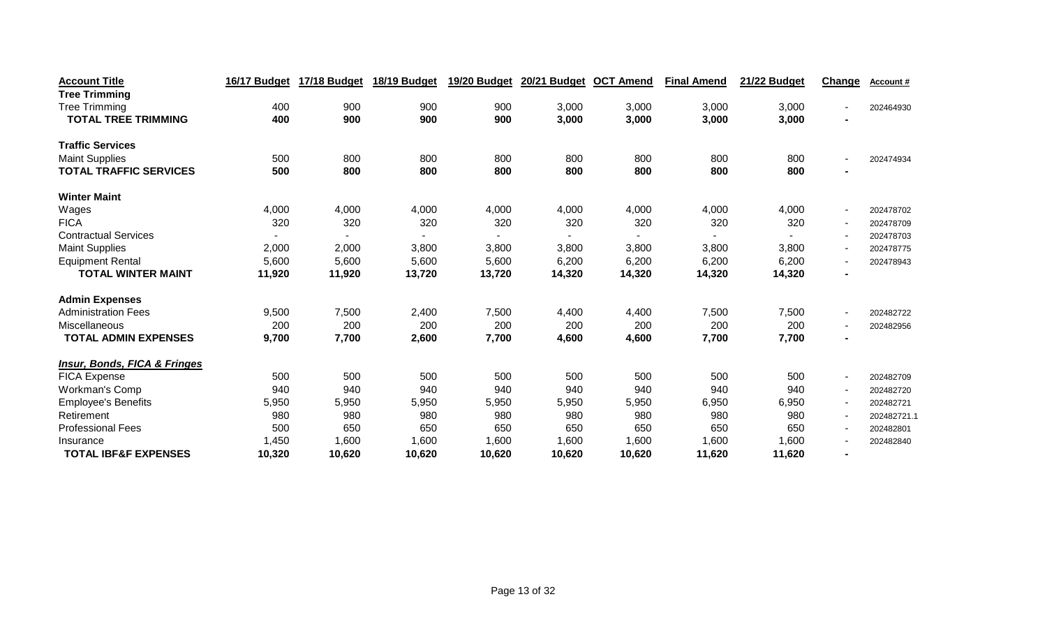| Account Title | 16/17 Budget | 17/18 Budget | 18/19 Budget | 19/20 Budget | 20/21 Budget | OCT Amend | Final Amend | 21/22 Budget | Change | Account # |
|---|---|---|---|---|---|---|---|---|---|---|
| **Tree Trimming** | | | | | | | | | | |
| Tree Trimming | 400 | 900 | 900 | 900 | 3,000 | 3,000 | 3,000 | 3,000 | - | 202464930 |
| **TOTAL TREE TRIMMING** | **400** | **900** | **900** | **900** | **3,000** | **3,000** | **3,000** | **3,000** | **-** | |
| | | | | | | | | | | |
| **Traffic Services** | | | | | | | | | | |
| Maint Supplies | 500 | 800 | 800 | 800 | 800 | 800 | 800 | 800 | - | 202474934 |
| **TOTAL TRAFFIC SERVICES** | **500** | **800** | **800** | **800** | **800** | **800** | **800** | **800** | **-** | |
| | | | | | | | | | | |
| **Winter Maint** | | | | | | | | | | |
| Wages | 4,000 | 4,000 | 4,000 | 4,000 | 4,000 | 4,000 | 4,000 | 4,000 | - | 202478702 |
| FICA | 320 | 320 | 320 | 320 | 320 | 320 | 320 | 320 | - | 202478709 |
| Contractual Services | - | - | - | - | - | - | - | - | - | 202478703 |
| Maint Supplies | 2,000 | 2,000 | 3,800 | 3,800 | 3,800 | 3,800 | 3,800 | 3,800 | - | 202478775 |
| Equipment Rental | 5,600 | 5,600 | 5,600 | 5,600 | 6,200 | 6,200 | 6,200 | 6,200 | - | 202478943 |
| **TOTAL WINTER MAINT** | **11,920** | **11,920** | **13,720** | **13,720** | **14,320** | **14,320** | **14,320** | **14,320** | **-** | |
| | | | | | | | | | | |
| **Admin Expenses** | | | | | | | | | | |
| Administration Fees | 9,500 | 7,500 | 2,400 | 7,500 | 4,400 | 4,400 | 7,500 | 7,500 | - | 202482722 |
| Miscellaneous | 200 | 200 | 200 | 200 | 200 | 200 | 200 | 200 | - | 202482956 |
| **TOTAL ADMIN EXPENSES** | **9,700** | **7,700** | **2,600** | **7,700** | **4,600** | **4,600** | **7,700** | **7,700** | **-** | |
| | | | | | | | | | | |
| ***Insur, Bonds, FICA & Fringes*** | | | | | | | | | | |
| FICA Expense | 500 | 500 | 500 | 500 | 500 | 500 | 500 | 500 | - | 202482709 |
| Workman's Comp | 940 | 940 | 940 | 940 | 940 | 940 | 940 | 940 | - | 202482720 |
| Employee's Benefits | 5,950 | 5,950 | 5,950 | 5,950 | 5,950 | 5,950 | 6,950 | 6,950 | - | 202482721 |
| Retirement | 980 | 980 | 980 | 980 | 980 | 980 | 980 | 980 | - | 202482721.1 |
| Professional Fees | 500 | 650 | 650 | 650 | 650 | 650 | 650 | 650 | - | 202482801 |
| Insurance | 1,450 | 1,600 | 1,600 | 1,600 | 1,600 | 1,600 | 1,600 | 1,600 | - | 202482840 |
| **TOTAL IBF&F EXPENSES** | **10,320** | **10,620** | **10,620** | **10,620** | **10,620** | **10,620** | **11,620** | **11,620** | **-** | |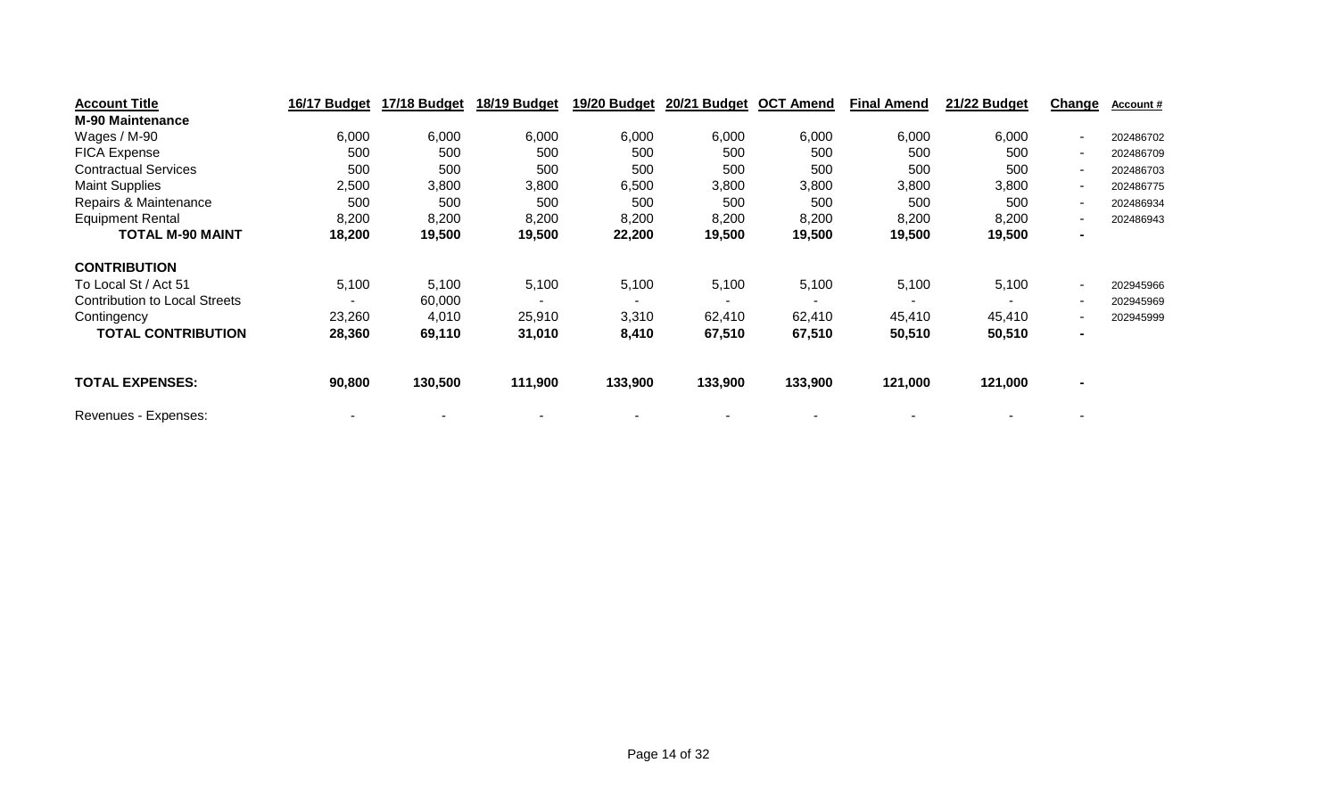| Account Title | 16/17 Budget | 17/18 Budget | 18/19 Budget | 19/20 Budget | 20/21 Budget | OCT Amend | Final Amend | 21/22 Budget | Change | Account # |
|---|---|---|---|---|---|---|---|---|---|---|
| **M-90 Maintenance** | | | | | | | | | | |
| Wages / M-90 | 6,000 | 6,000 | 6,000 | 6,000 | 6,000 | 6,000 | 6,000 | 6,000 | - | 202486702 |
| FICA Expense | 500 | 500 | 500 | 500 | 500 | 500 | 500 | 500 | - | 202486709 |
| Contractual Services | 500 | 500 | 500 | 500 | 500 | 500 | 500 | 500 | - | 202486703 |
| Maint Supplies | 2,500 | 3,800 | 3,800 | 6,500 | 3,800 | 3,800 | 3,800 | 3,800 | - | 202486775 |
| Repairs & Maintenance | 500 | 500 | 500 | 500 | 500 | 500 | 500 | 500 | - | 202486934 |
| Equipment Rental | 8,200 | 8,200 | 8,200 | 8,200 | 8,200 | 8,200 | 8,200 | 8,200 | - | 202486943 |
| **TOTAL M-90 MAINT** | **18,200** | **19,500** | **19,500** | **22,200** | **19,500** | **19,500** | **19,500** | **19,500** | **-** | |
| | | | | | | | | | | |
| **CONTRIBUTION** | | | | | | | | | | |
| To Local St / Act 51 | 5,100 | 5,100 | 5,100 | 5,100 | 5,100 | 5,100 | 5,100 | 5,100 | - | 202945966 |
| Contribution to Local Streets | - | 60,000 | - | - | - | - | - | - | - | 202945969 |
| Contingency | 23,260 | 4,010 | 25,910 | 3,310 | 62,410 | 62,410 | 45,410 | 45,410 | - | 202945999 |
| **TOTAL CONTRIBUTION** | **28,360** | **69,110** | **31,010** | **8,410** | **67,510** | **67,510** | **50,510** | **50,510** | **-** | |
| | | | | | | | | | | |
| **TOTAL EXPENSES:** | **90,800** | **130,500** | **111,900** | **133,900** | **133,900** | **133,900** | **121,000** | **121,000** | **-** | |
| | | | | | | | | | | |
| Revenues - Expenses: | - | - | - | - | - | - | - | - | - | |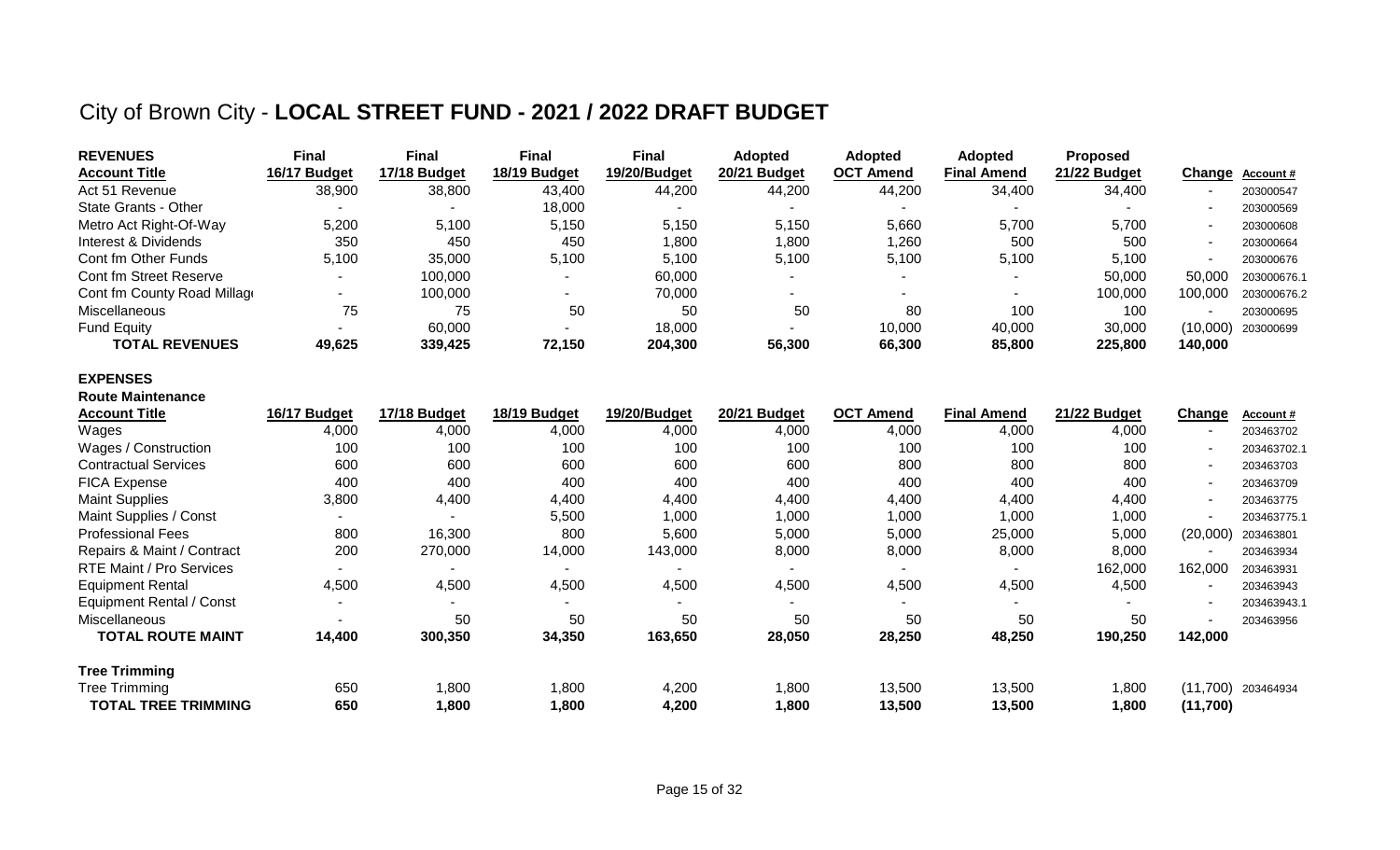# City of Brown City - **LOCAL STREET FUND - 2021 / 2022 DRAFT BUDGET**

| **REVENUES** | **Final** | **Final** | **Final** | **Final** | **Adopted** | **Adopted** | **Adopted** | **Proposed** | | |
|---|---|---|---|---|---|---|---|---|---|---|
| **Account Title** | **16/17 Budget** | **17/18 Budget** | **18/19 Budget** | **19/20/Budget** | **20/21 Budget** | **OCT Amend** | **Final Amend** | **21/22 Budget** | **Change** | **Account #** |
| Act 51 Revenue | 38,900 | 38,800 | 43,400 | 44,200 | 44,200 | 44,200 | 34,400 | 34,400 | - | 203000547 |
| State Grants - Other | - | - | 18,000 | - | - | - | - | - | - | 203000569 |
| Metro Act Right-Of-Way | 5,200 | 5,100 | 5,150 | 5,150 | 5,150 | 5,660 | 5,700 | 5,700 | - | 203000608 |
| Interest & Dividends | 350 | 450 | 450 | 1,800 | 1,800 | 1,260 | 500 | 500 | - | 203000664 |
| Cont fm Other Funds | 5,100 | 35,000 | 5,100 | 5,100 | 5,100 | 5,100 | 5,100 | 5,100 | - | 203000676 |
| Cont fm Street Reserve | - | 100,000 | - | 60,000 | - | - | - | 50,000 | 50,000 | 203000676.1 |
| Cont fm County Road Millag | - | 100,000 | - | 70,000 | - | - | - | 100,000 | 100,000 | 203000676.2 |
| Miscellaneous | 75 | 75 | 50 | 50 | 50 | 80 | 100 | 100 | - | 203000695 |
| Fund Equity | - | 60,000 | - | 18,000 | - | 10,000 | 40,000 | 30,000 | (10,000) | 203000699 |
| **TOTAL REVENUES** | **49,625** | **339,425** | **72,150** | **204,300** | **56,300** | **66,300** | **85,800** | **225,800** | **140,000** | |

**EXPENSES**

**Route Maintenance**

| **Account Title** | **16/17 Budget** | **17/18 Budget** | **18/19 Budget** | **19/20/Budget** | **20/21 Budget** | **OCT Amend** | **Final Amend** | **21/22 Budget** | **Change** | **Account #** |
|---|---|---|---|---|---|---|---|---|---|---|
| Wages | 4,000 | 4,000 | 4,000 | 4,000 | 4,000 | 4,000 | 4,000 | 4,000 | - | 203463702 |
| Wages / Construction | 100 | 100 | 100 | 100 | 100 | 100 | 100 | 100 | - | 203463702.1 |
| Contractual Services | 600 | 600 | 600 | 600 | 600 | 800 | 800 | 800 | - | 203463703 |
| FICA Expense | 400 | 400 | 400 | 400 | 400 | 400 | 400 | 400 | - | 203463709 |
| Maint Supplies | 3,800 | 4,400 | 4,400 | 4,400 | 4,400 | 4,400 | 4,400 | 4,400 | - | 203463775 |
| Maint Supplies / Const | - | - | 5,500 | 1,000 | 1,000 | 1,000 | 1,000 | 1,000 | - | 203463775.1 |
| Professional Fees | 800 | 16,300 | 800 | 5,600 | 5,000 | 5,000 | 25,000 | 5,000 | (20,000) | 203463801 |
| Repairs & Maint / Contract | 200 | 270,000 | 14,000 | 143,000 | 8,000 | 8,000 | 8,000 | 8,000 | - | 203463934 |
| RTE Maint / Pro Services | - | - | - | - | - | - | - | 162,000 | 162,000 | 203463931 |
| Equipment Rental | 4,500 | 4,500 | 4,500 | 4,500 | 4,500 | 4,500 | 4,500 | 4,500 | - | 203463943 |
| Equipment Rental / Const | - | - | - | - | - | - | - | - | - | 203463943.1 |
| Miscellaneous | - | 50 | 50 | 50 | 50 | 50 | 50 | 50 | - | 203463956 |
| **TOTAL ROUTE MAINT** | **14,400** | **300,350** | **34,350** | **163,650** | **28,050** | **28,250** | **48,250** | **190,250** | **142,000** | |

**Tree Trimming**

| **Account Title** | **16/17 Budget** | **17/18 Budget** | **18/19 Budget** | **19/20/Budget** | **20/21 Budget** | **OCT Amend** | **Final Amend** | **21/22 Budget** | **Change** | **Account #** |
|---|---|---|---|---|---|---|---|---|---|---|
| Tree Trimming | 650 | 1,800 | 1,800 | 4,200 | 1,800 | 13,500 | 13,500 | 1,800 | (11,700) | 203464934 |
| **TOTAL TREE TRIMMING** | **650** | **1,800** | **1,800** | **4,200** | **1,800** | **13,500** | **13,500** | **1,800** | **(11,700)** | |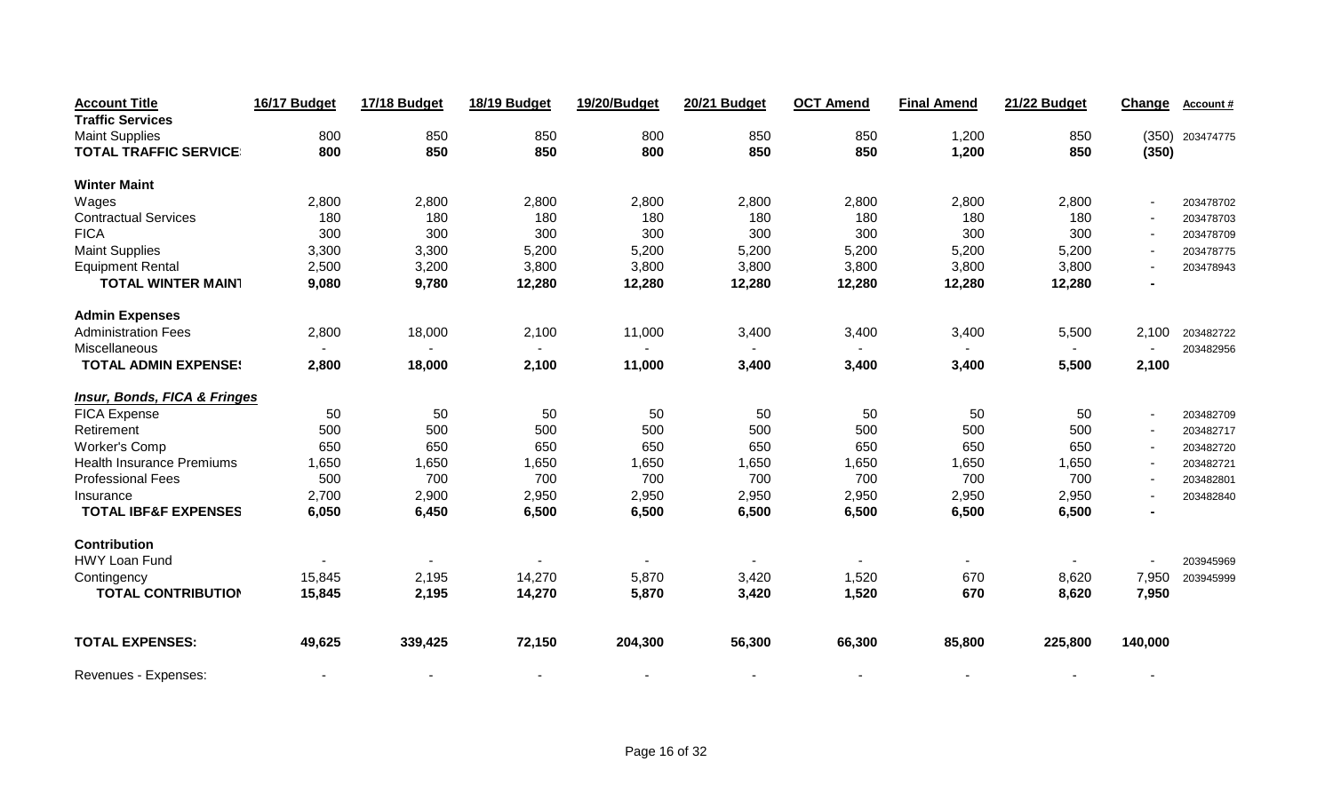| Account Title | 16/17 Budget | 17/18 Budget | 18/19 Budget | 19/20/Budget | 20/21 Budget | OCT Amend | Final Amend | 21/22 Budget | Change | Account # |
|---|---|---|---|---|---|---|---|---|---|---|
| **Traffic Services** | | | | | | | | | | |
| Maint Supplies | 800 | 850 | 850 | 800 | 850 | 850 | 1,200 | 850 | (350) | 203474775 |
| **TOTAL TRAFFIC SERVICE** | **800** | **850** | **850** | **800** | **850** | **850** | **1,200** | **850** | **(350)** | |
| | | | | | | | | | | |
| **Winter Maint** | | | | | | | | | | |
| Wages | 2,800 | 2,800 | 2,800 | 2,800 | 2,800 | 2,800 | 2,800 | 2,800 | - | 203478702 |
| Contractual Services | 180 | 180 | 180 | 180 | 180 | 180 | 180 | 180 | - | 203478703 |
| FICA | 300 | 300 | 300 | 300 | 300 | 300 | 300 | 300 | - | 203478709 |
| Maint Supplies | 3,300 | 3,300 | 5,200 | 5,200 | 5,200 | 5,200 | 5,200 | 5,200 | - | 203478775 |
| Equipment Rental | 2,500 | 3,200 | 3,800 | 3,800 | 3,800 | 3,800 | 3,800 | 3,800 | - | 203478943 |
| **TOTAL WINTER MAINT** | **9,080** | **9,780** | **12,280** | **12,280** | **12,280** | **12,280** | **12,280** | **12,280** | **-** | |
| | | | | | | | | | | |
| **Admin Expenses** | | | | | | | | | | |
| Administration Fees | 2,800 | 18,000 | 2,100 | 11,000 | 3,400 | 3,400 | 3,400 | 5,500 | 2,100 | 203482722 |
| Miscellaneous | - | - | - | - | - | - | - | - | - | 203482956 |
| **TOTAL ADMIN EXPENSES** | **2,800** | **18,000** | **2,100** | **11,000** | **3,400** | **3,400** | **3,400** | **5,500** | **2,100** | |
| | | | | | | | | | | |
| ***Insur, Bonds, FICA & Fringes*** | | | | | | | | | | |
| FICA Expense | 50 | 50 | 50 | 50 | 50 | 50 | 50 | 50 | - | 203482709 |
| Retirement | 500 | 500 | 500 | 500 | 500 | 500 | 500 | 500 | - | 203482717 |
| Worker's Comp | 650 | 650 | 650 | 650 | 650 | 650 | 650 | 650 | - | 203482720 |
| Health Insurance Premiums | 1,650 | 1,650 | 1,650 | 1,650 | 1,650 | 1,650 | 1,650 | 1,650 | - | 203482721 |
| Professional Fees | 500 | 700 | 700 | 700 | 700 | 700 | 700 | 700 | - | 203482801 |
| Insurance | 2,700 | 2,900 | 2,950 | 2,950 | 2,950 | 2,950 | 2,950 | 2,950 | - | 203482840 |
| **TOTAL IBF&F EXPENSES** | **6,050** | **6,450** | **6,500** | **6,500** | **6,500** | **6,500** | **6,500** | **6,500** | **-** | |
| | | | | | | | | | | |
| **Contribution** | | | | | | | | | | |
| HWY Loan Fund | - | - | - | - | - | - | - | - | - | 203945969 |
| Contingency | 15,845 | 2,195 | 14,270 | 5,870 | 3,420 | 1,520 | 670 | 8,620 | 7,950 | 203945999 |
| **TOTAL CONTRIBUTION** | **15,845** | **2,195** | **14,270** | **5,870** | **3,420** | **1,520** | **670** | **8,620** | **7,950** | |
| | | | | | | | | | | |
| **TOTAL EXPENSES:** | **49,625** | **339,425** | **72,150** | **204,300** | **56,300** | **66,300** | **85,800** | **225,800** | **140,000** | |
| | | | | | | | | | | |
| Revenues - Expenses: | - | - | - | - | - | - | - | - | - | |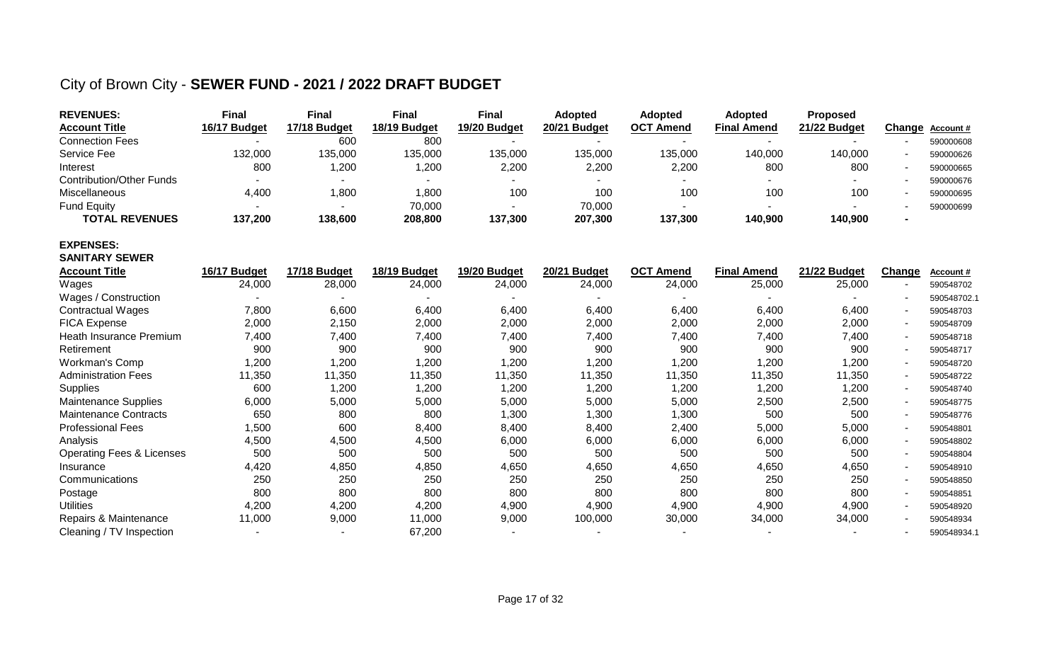# City of Brown City - **SEWER FUND - 2021 / 2022 DRAFT BUDGET**

| **REVENUES:** **Account Title** | **Final** **16/17 Budget** | **Final** **17/18 Budget** | **Final** **18/19 Budget** | **Final** **19/20 Budget** | **Adopted** **20/21 Budget** | **Adopted** **OCT Amend** | **Adopted** **Final Amend** | **Proposed** **21/22 Budget** | **Change** | **Account #** |
|---|---|---|---|---|---|---|---|---|---|---|
| Connection Fees | - | 600 | 800 | - | - | - | - | - | - | 590000608 |
| Service Fee | 132,000 | 135,000 | 135,000 | 135,000 | 135,000 | 135,000 | 140,000 | 140,000 | - | 590000626 |
| Interest | 800 | 1,200 | 1,200 | 2,200 | 2,200 | 2,200 | 800 | 800 | - | 590000665 |
| Contribution/Other Funds | - | - | - | - | - | - | - | - | - | 590000676 |
| Miscellaneous | 4,400 | 1,800 | 1,800 | 100 | 100 | 100 | 100 | 100 | - | 590000695 |
| Fund Equity | - | - | 70,000 | - | 70,000 | - | - | - | - | 590000699 |
| **TOTAL REVENUES** | **137,200** | **138,600** | **208,800** | **137,300** | **207,300** | **137,300** | **140,900** | **140,900** | **-** | |

**EXPENSES:**

**SANITARY SEWER**

| **Account Title** | **16/17 Budget** | **17/18 Budget** | **18/19 Budget** | **19/20 Budget** | **20/21 Budget** | **OCT Amend** | **Final Amend** | **21/22 Budget** | **Change** | **Account #** |
|---|---|---|---|---|---|---|---|---|---|---|
| Wages | 24,000 | 28,000 | 24,000 | 24,000 | 24,000 | 24,000 | 25,000 | 25,000 | - | 590548702 |
| Wages / Construction | - | - | - | - | - | - | - | - | - | 590548702.1 |
| Contractual Wages | 7,800 | 6,600 | 6,400 | 6,400 | 6,400 | 6,400 | 6,400 | 6,400 | - | 590548703 |
| FICA Expense | 2,000 | 2,150 | 2,000 | 2,000 | 2,000 | 2,000 | 2,000 | 2,000 | - | 590548709 |
| Heath Insurance Premium | 7,400 | 7,400 | 7,400 | 7,400 | 7,400 | 7,400 | 7,400 | 7,400 | - | 590548718 |
| Retirement | 900 | 900 | 900 | 900 | 900 | 900 | 900 | 900 | - | 590548717 |
| Workman's Comp | 1,200 | 1,200 | 1,200 | 1,200 | 1,200 | 1,200 | 1,200 | 1,200 | - | 590548720 |
| Administration Fees | 11,350 | 11,350 | 11,350 | 11,350 | 11,350 | 11,350 | 11,350 | 11,350 | - | 590548722 |
| Supplies | 600 | 1,200 | 1,200 | 1,200 | 1,200 | 1,200 | 1,200 | 1,200 | - | 590548740 |
| Maintenance Supplies | 6,000 | 5,000 | 5,000 | 5,000 | 5,000 | 5,000 | 2,500 | 2,500 | - | 590548775 |
| Maintenance Contracts | 650 | 800 | 800 | 1,300 | 1,300 | 1,300 | 500 | 500 | - | 590548776 |
| Professional Fees | 1,500 | 600 | 8,400 | 8,400 | 8,400 | 2,400 | 5,000 | 5,000 | - | 590548801 |
| Analysis | 4,500 | 4,500 | 4,500 | 6,000 | 6,000 | 6,000 | 6,000 | 6,000 | - | 590548802 |
| Operating Fees & Licenses | 500 | 500 | 500 | 500 | 500 | 500 | 500 | 500 | - | 590548804 |
| Insurance | 4,420 | 4,850 | 4,850 | 4,650 | 4,650 | 4,650 | 4,650 | 4,650 | - | 590548910 |
| Communications | 250 | 250 | 250 | 250 | 250 | 250 | 250 | 250 | - | 590548850 |
| Postage | 800 | 800 | 800 | 800 | 800 | 800 | 800 | 800 | - | 590548851 |
| Utilities | 4,200 | 4,200 | 4,200 | 4,900 | 4,900 | 4,900 | 4,900 | 4,900 | - | 590548920 |
| Repairs & Maintenance | 11,000 | 9,000 | 11,000 | 9,000 | 100,000 | 30,000 | 34,000 | 34,000 | - | 590548934 |
| Cleaning / TV Inspection | - | - | 67,200 | - | - | - | - | - | - | 590548934.1 |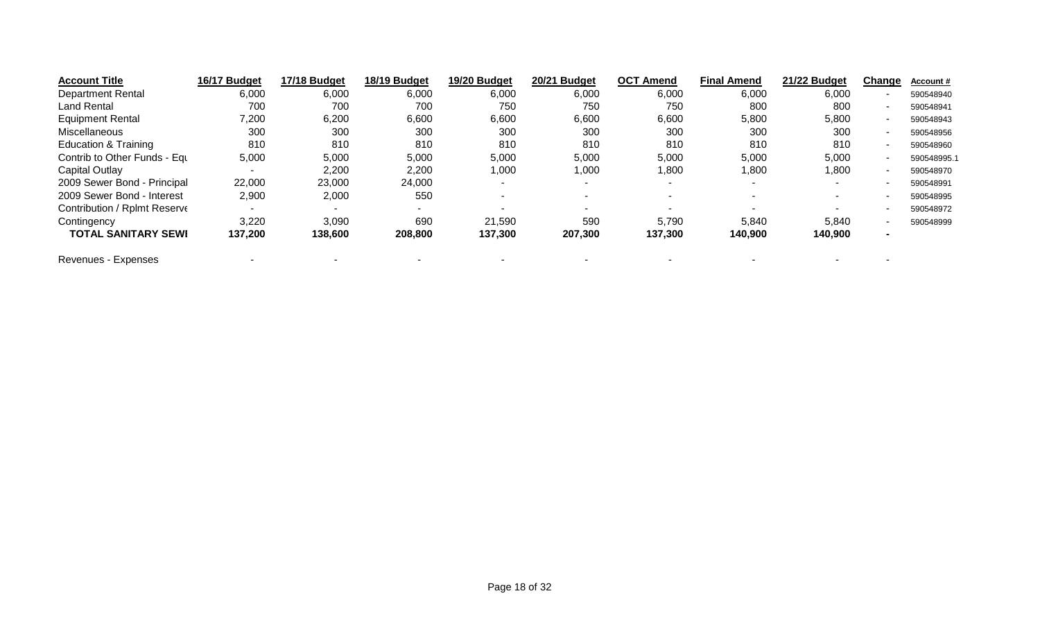| Account Title | 16/17 Budget | 17/18 Budget | 18/19 Budget | 19/20 Budget | 20/21 Budget | OCT Amend | Final Amend | 21/22 Budget | Change | Account # |
|---|---|---|---|---|---|---|---|---|---|---|
| Department Rental | 6,000 | 6,000 | 6,000 | 6,000 | 6,000 | 6,000 | 6,000 | 6,000 | - | 590548940 |
| Land Rental | 700 | 700 | 700 | 750 | 750 | 750 | 800 | 800 | - | 590548941 |
| Equipment Rental | 7,200 | 6,200 | 6,600 | 6,600 | 6,600 | 6,600 | 5,800 | 5,800 | - | 590548943 |
| Miscellaneous | 300 | 300 | 300 | 300 | 300 | 300 | 300 | 300 | - | 590548956 |
| Education & Training | 810 | 810 | 810 | 810 | 810 | 810 | 810 | 810 | - | 590548960 |
| Contrib to Other Funds - Equ | 5,000 | 5,000 | 5,000 | 5,000 | 5,000 | 5,000 | 5,000 | 5,000 | - | 590548995.1 |
| Capital Outlay | - | 2,200 | 2,200 | 1,000 | 1,000 | 1,800 | 1,800 | 1,800 | - | 590548970 |
| 2009 Sewer Bond - Principal | 22,000 | 23,000 | 24,000 | - | - | - | - | - | - | 590548991 |
| 2009 Sewer Bond - Interest | 2,900 | 2,000 | 550 | - | - | - | - | - | - | 590548995 |
| Contribution / Rplmt Reserve | - | - | - | - | - | - | - | - | - | 590548972 |
| Contingency | 3,220 | 3,090 | 690 | 21,590 | 590 | 5,790 | 5,840 | 5,840 | - | 590548999 |
| **TOTAL SANITARY SEWI** | **137,200** | **138,600** | **208,800** | **137,300** | **207,300** | **137,300** | **140,900** | **140,900** | **-** | |
| | | | | | | | | | | |
| Revenues - Expenses | - | - | - | - | - | - | - | - | - | |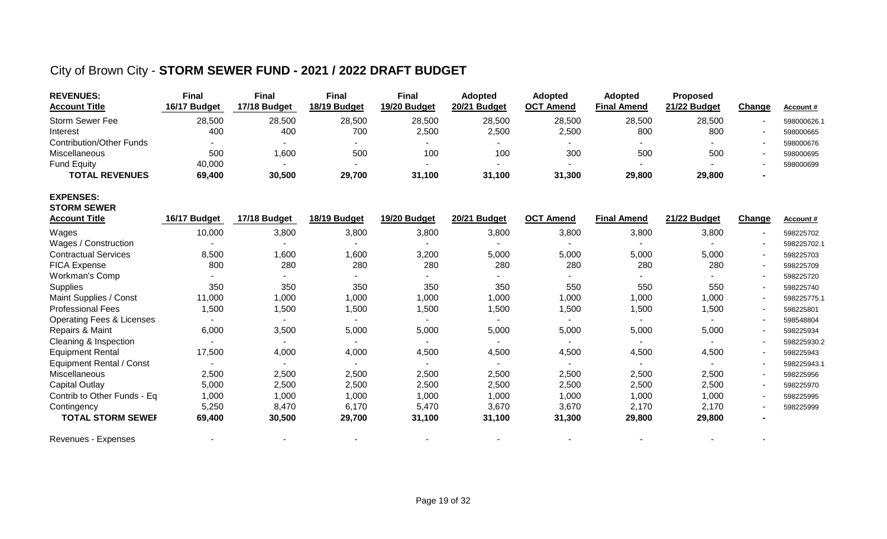# City of Brown City - **STORM SEWER FUND - 2021 / 2022 DRAFT BUDGET**

| **REVENUES:** **Account Title** | **Final 16/17 Budget** | **Final 17/18 Budget** | **Final 18/19 Budget** | **Final 19/20 Budget** | **Adopted 20/21 Budget** | **Adopted OCT Amend** | **Adopted Final Amend** | **Proposed 21/22 Budget** | **Change** | **Account #** |
|---|---|---|---|---|---|---|---|---|---|---|
| Storm Sewer Fee | 28,500 | 28,500 | 28,500 | 28,500 | 28,500 | 28,500 | 28,500 | 28,500 | - | 598000626.1 |
| Interest | 400 | 400 | 700 | 2,500 | 2,500 | 2,500 | 800 | 800 | - | 598000665 |
| Contribution/Other Funds | - | - | - | - | - | - | - | - | - | 598000676 |
| Miscellaneous | 500 | 1,600 | 500 | 100 | 100 | 300 | 500 | 500 | - | 598000695 |
| Fund Equity | 40,000 | - | - | - | - | - | - | - | - | 598000699 |
| **TOTAL REVENUES** | **69,400** | **30,500** | **29,700** | **31,100** | **31,100** | **31,300** | **29,800** | **29,800** | **-** | |

| **EXPENSES:** **STORM SEWER** **Account Title** | **16/17 Budget** | **17/18 Budget** | **18/19 Budget** | **19/20 Budget** | **20/21 Budget** | **OCT Amend** | **Final Amend** | **21/22 Budget** | **Change** | **Account #** |
|---|---|---|---|---|---|---|---|---|---|---|
| Wages | 10,000 | 3,800 | 3,800 | 3,800 | 3,800 | 3,800 | 3,800 | 3,800 | - | 598225702 |
| Wages / Construction | - | - | - | - | - | - | - | - | - | 598225702.1 |
| Contractual Services | 8,500 | 1,600 | 1,600 | 3,200 | 5,000 | 5,000 | 5,000 | 5,000 | - | 598225703 |
| FICA Expense | 800 | 280 | 280 | 280 | 280 | 280 | 280 | 280 | - | 598225709 |
| Workman's Comp | - | - | - | - | - | - | - | - | - | 598225720 |
| Supplies | 350 | 350 | 350 | 350 | 350 | 550 | 550 | 550 | - | 598225740 |
| Maint Supplies / Const | 11,000 | 1,000 | 1,000 | 1,000 | 1,000 | 1,000 | 1,000 | 1,000 | - | 598225775.1 |
| Professional Fees | 1,500 | 1,500 | 1,500 | 1,500 | 1,500 | 1,500 | 1,500 | 1,500 | - | 598225801 |
| Operating Fees & Licenses | - | - | - | - | - | - | - | - | - | 598548804 |
| Repairs & Maint | 6,000 | 3,500 | 5,000 | 5,000 | 5,000 | 5,000 | 5,000 | 5,000 | - | 598225934 |
| Cleaning & Inspection | - | - | - | - | - | - | - | - | - | 598225930.2 |
| Equipment Rental | 17,500 | 4,000 | 4,000 | 4,500 | 4,500 | 4,500 | 4,500 | 4,500 | - | 598225943 |
| Equipment Rental / Const | - | - | - | - | - | - | - | - | - | 598225943.1 |
| Miscellaneous | 2,500 | 2,500 | 2,500 | 2,500 | 2,500 | 2,500 | 2,500 | 2,500 | - | 598225956 |
| Capital Outlay | 5,000 | 2,500 | 2,500 | 2,500 | 2,500 | 2,500 | 2,500 | 2,500 | - | 598225970 |
| Contrib to Other Funds - Eq | 1,000 | 1,000 | 1,000 | 1,000 | 1,000 | 1,000 | 1,000 | 1,000 | - | 598225995 |
| Contingency | 5,250 | 8,470 | 6,170 | 5,470 | 3,670 | 3,670 | 2,170 | 2,170 | - | 598225999 |
| **TOTAL STORM SEWEF** | **69,400** | **30,500** | **29,700** | **31,100** | **31,100** | **31,300** | **29,800** | **29,800** | **-** | |
| Revenues - Expenses | - | - | - | - | - | - | - | - | - | |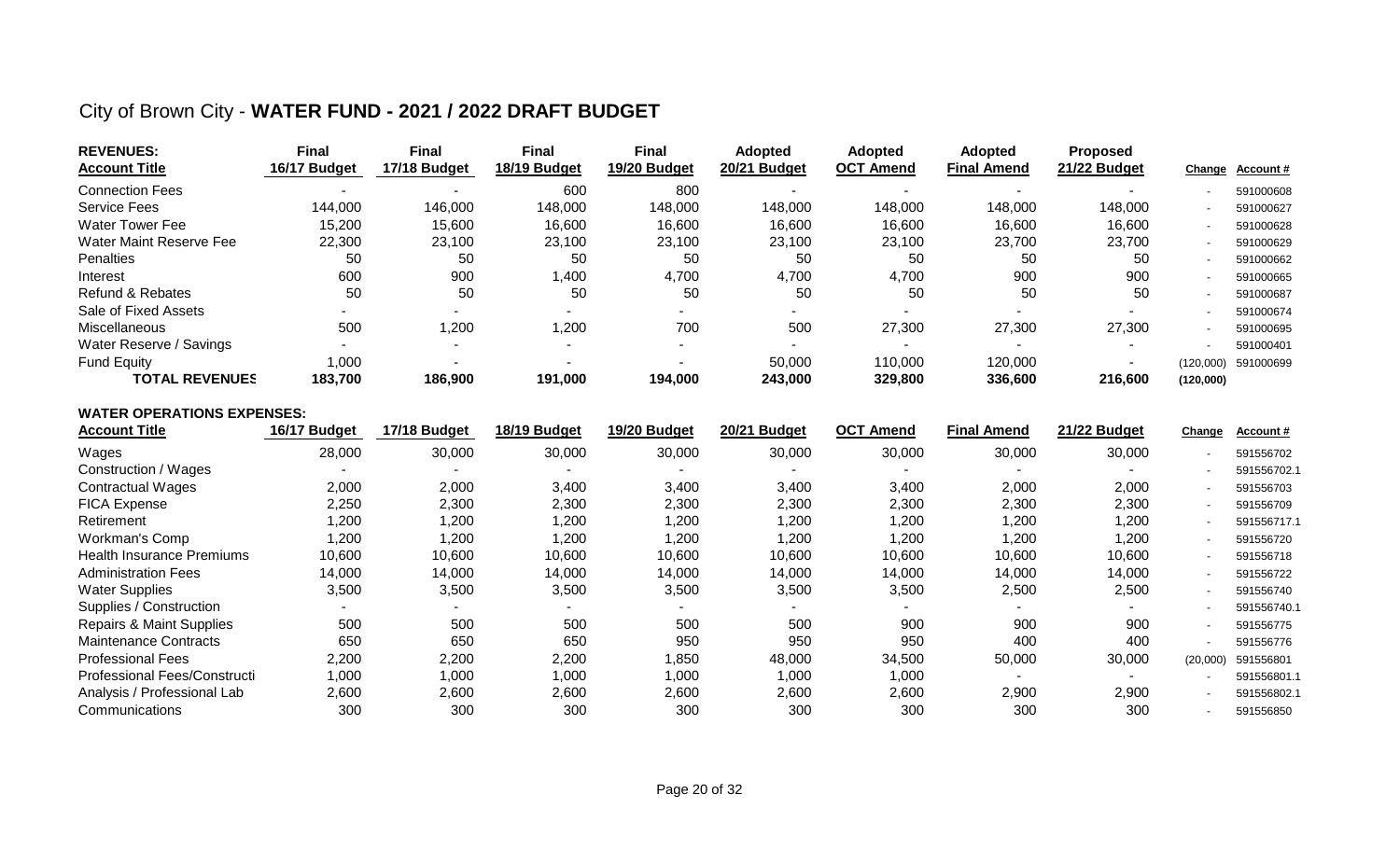# City of Brown City - **WATER FUND - 2021 / 2022 DRAFT BUDGET**

| **REVENUES:** **Account Title** | **Final 16/17 Budget** | **Final 17/18 Budget** | **Final 18/19 Budget** | **Final 19/20 Budget** | **Adopted 20/21 Budget** | **Adopted OCT Amend** | **Adopted Final Amend** | **Proposed 21/22 Budget** | **Change** | **Account #** |
|---|---|---|---|---|---|---|---|---|---|---|
| Connection Fees | - | - | 600 | 800 | - | - | - | - | - | 591000608 |
| Service Fees | 144,000 | 146,000 | 148,000 | 148,000 | 148,000 | 148,000 | 148,000 | 148,000 | - | 591000627 |
| Water Tower Fee | 15,200 | 15,600 | 16,600 | 16,600 | 16,600 | 16,600 | 16,600 | 16,600 | - | 591000628 |
| Water Maint Reserve Fee | 22,300 | 23,100 | 23,100 | 23,100 | 23,100 | 23,100 | 23,700 | 23,700 | - | 591000629 |
| Penalties | 50 | 50 | 50 | 50 | 50 | 50 | 50 | 50 | - | 591000662 |
| Interest | 600 | 900 | 1,400 | 4,700 | 4,700 | 4,700 | 900 | 900 | - | 591000665 |
| Refund & Rebates | 50 | 50 | 50 | 50 | 50 | 50 | 50 | 50 | - | 591000687 |
| Sale of Fixed Assets | - | - | - | - | - | - | - | - | - | 591000674 |
| Miscellaneous | 500 | 1,200 | 1,200 | 700 | 500 | 27,300 | 27,300 | 27,300 | - | 591000695 |
| Water Reserve / Savings | - | - | - | - | - | - | - | - | - | 591000401 |
| Fund Equity | 1,000 | - | - | - | 50,000 | 110,000 | 120,000 | - | (120,000) | 591000699 |
| **TOTAL REVENUES** | **183,700** | **186,900** | **191,000** | **194,000** | **243,000** | **329,800** | **336,600** | **216,600** | **(120,000)** | |

**WATER OPERATIONS EXPENSES:**

| **Account Title** | **16/17 Budget** | **17/18 Budget** | **18/19 Budget** | **19/20 Budget** | **20/21 Budget** | **OCT Amend** | **Final Amend** | **21/22 Budget** | **Change** | **Account #** |
|---|---|---|---|---|---|---|---|---|---|---|
| Wages | 28,000 | 30,000 | 30,000 | 30,000 | 30,000 | 30,000 | 30,000 | 30,000 | - | 591556702 |
| Construction / Wages | - | - | - | - | - | - | - | - | - | 591556702.1 |
| Contractual Wages | 2,000 | 2,000 | 3,400 | 3,400 | 3,400 | 3,400 | 2,000 | 2,000 | - | 591556703 |
| FICA Expense | 2,250 | 2,300 | 2,300 | 2,300 | 2,300 | 2,300 | 2,300 | 2,300 | - | 591556709 |
| Retirement | 1,200 | 1,200 | 1,200 | 1,200 | 1,200 | 1,200 | 1,200 | 1,200 | - | 591556717.1 |
| Workman's Comp | 1,200 | 1,200 | 1,200 | 1,200 | 1,200 | 1,200 | 1,200 | 1,200 | - | 591556720 |
| Health Insurance Premiums | 10,600 | 10,600 | 10,600 | 10,600 | 10,600 | 10,600 | 10,600 | 10,600 | - | 591556718 |
| Administration Fees | 14,000 | 14,000 | 14,000 | 14,000 | 14,000 | 14,000 | 14,000 | 14,000 | - | 591556722 |
| Water Supplies | 3,500 | 3,500 | 3,500 | 3,500 | 3,500 | 3,500 | 2,500 | 2,500 | - | 591556740 |
| Supplies / Construction | - | - | - | - | - | - | - | - | - | 591556740.1 |
| Repairs & Maint Supplies | 500 | 500 | 500 | 500 | 500 | 900 | 900 | 900 | - | 591556775 |
| Maintenance Contracts | 650 | 650 | 650 | 950 | 950 | 950 | 400 | 400 | - | 591556776 |
| Professional Fees | 2,200 | 2,200 | 2,200 | 1,850 | 48,000 | 34,500 | 50,000 | 30,000 | (20,000) | 591556801 |
| Professional Fees/Constructi | 1,000 | 1,000 | 1,000 | 1,000 | 1,000 | 1,000 | - | - | - | 591556801.1 |
| Analysis / Professional Lab | 2,600 | 2,600 | 2,600 | 2,600 | 2,600 | 2,600 | 2,900 | 2,900 | - | 591556802.1 |
| Communications | 300 | 300 | 300 | 300 | 300 | 300 | 300 | 300 | - | 591556850 |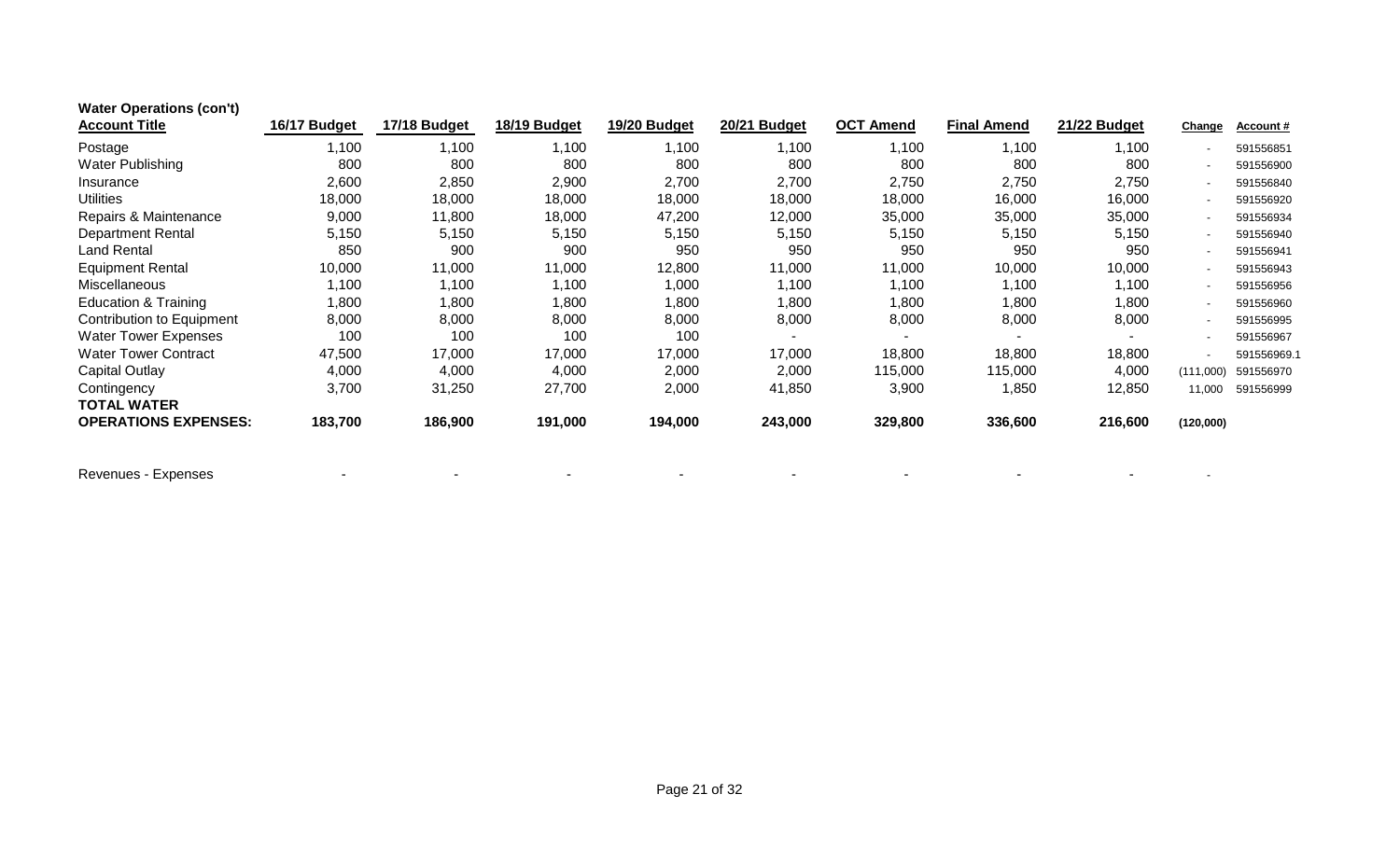**Water Operations (con't)**

| Account Title | 16/17 Budget | 17/18 Budget | 18/19 Budget | 19/20 Budget | 20/21 Budget | OCT Amend | Final Amend | 21/22 Budget | Change | Account # |
|---|---|---|---|---|---|---|---|---|---|---|
| Postage | 1,100 | 1,100 | 1,100 | 1,100 | 1,100 | 1,100 | 1,100 | 1,100 | - | 591556851 |
| Water Publishing | 800 | 800 | 800 | 800 | 800 | 800 | 800 | 800 | - | 591556900 |
| Insurance | 2,600 | 2,850 | 2,900 | 2,700 | 2,700 | 2,750 | 2,750 | 2,750 | - | 591556840 |
| Utilities | 18,000 | 18,000 | 18,000 | 18,000 | 18,000 | 18,000 | 16,000 | 16,000 | - | 591556920 |
| Repairs & Maintenance | 9,000 | 11,800 | 18,000 | 47,200 | 12,000 | 35,000 | 35,000 | 35,000 | - | 591556934 |
| Department Rental | 5,150 | 5,150 | 5,150 | 5,150 | 5,150 | 5,150 | 5,150 | 5,150 | - | 591556940 |
| Land Rental | 850 | 900 | 900 | 950 | 950 | 950 | 950 | 950 | - | 591556941 |
| Equipment Rental | 10,000 | 11,000 | 11,000 | 12,800 | 11,000 | 11,000 | 10,000 | 10,000 | - | 591556943 |
| Miscellaneous | 1,100 | 1,100 | 1,100 | 1,000 | 1,100 | 1,100 | 1,100 | 1,100 | - | 591556956 |
| Education & Training | 1,800 | 1,800 | 1,800 | 1,800 | 1,800 | 1,800 | 1,800 | 1,800 | - | 591556960 |
| Contribution to Equipment | 8,000 | 8,000 | 8,000 | 8,000 | 8,000 | 8,000 | 8,000 | 8,000 | - | 591556995 |
| Water Tower Expenses | 100 | 100 | 100 | 100 | - | - | - | - | - | 591556967 |
| Water Tower Contract | 47,500 | 17,000 | 17,000 | 17,000 | 17,000 | 18,800 | 18,800 | 18,800 | - | 591556969.1 |
| Capital Outlay | 4,000 | 4,000 | 4,000 | 2,000 | 2,000 | 115,000 | 115,000 | 4,000 | (111,000) | 591556970 |
| Contingency | 3,700 | 31,250 | 27,700 | 2,000 | 41,850 | 3,900 | 1,850 | 12,850 | 11,000 | 591556999 |
| **TOTAL WATER OPERATIONS EXPENSES:** | **183,700** | **186,900** | **191,000** | **194,000** | **243,000** | **329,800** | **336,600** | **216,600** | **(120,000)** | |
| | | | | | | | | | | |
| Revenues - Expenses | - | - | - | - | - | - | - | - | - | |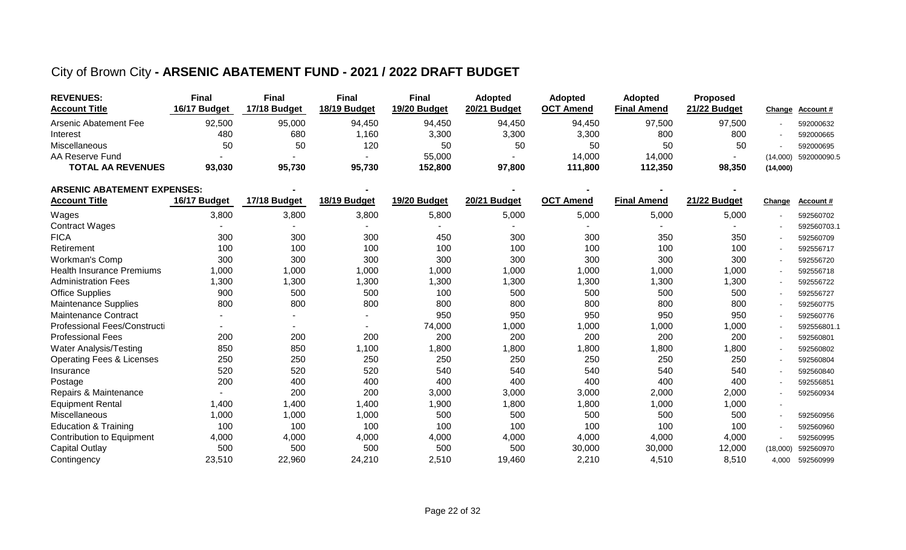# City of Brown City - **ARSENIC ABATEMENT FUND - 2021 / 2022 DRAFT BUDGET**

| **REVENUES:** **Account Title** | **Final** **16/17 Budget** | **Final** **17/18 Budget** | **Final** **18/19 Budget** | **Final** **19/20 Budget** | **Adopted** **20/21 Budget** | **Adopted** **OCT Amend** | **Adopted** **Final Amend** | **Proposed** **21/22 Budget** | **Change** | **Account #** |
|---|---|---|---|---|---|---|---|---|---|---|
| Arsenic Abatement Fee | 92,500 | 95,000 | 94,450 | 94,450 | 94,450 | 94,450 | 97,500 | 97,500 | - | 592000632 |
| Interest | 480 | 680 | 1,160 | 3,300 | 3,300 | 3,300 | 800 | 800 | - | 592000665 |
| Miscellaneous | 50 | 50 | 120 | 50 | 50 | 50 | 50 | 50 | - | 592000695 |
| AA Reserve Fund | - | - | - | 55,000 | - | 14,000 | 14,000 | - | (14,000) | 592000090.5 |
| **TOTAL AA REVENUES** | **93,030** | **95,730** | **95,730** | **152,800** | **97,800** | **111,800** | **112,350** | **98,350** | **(14,000)** | |

| **ARSENIC ABATEMENT EXPENSES:** **Account Title** | **16/17 Budget** | **17/18 Budget** | **18/19 Budget** | **19/20 Budget** | **20/21 Budget** | **OCT Amend** | **Final Amend** | **21/22 Budget** | **Change** | **Account #** |
|---|---|---|---|---|---|---|---|---|---|---|
| Wages | 3,800 | 3,800 | 3,800 | 5,800 | 5,000 | 5,000 | 5,000 | 5,000 | - | 592560702 |
| Contract Wages | - | - | - | - | - | - | - | - | - | 592560703.1 |
| FICA | 300 | 300 | 300 | 450 | 300 | 300 | 350 | 350 | - | 592560709 |
| Retirement | 100 | 100 | 100 | 100 | 100 | 100 | 100 | 100 | - | 592556717 |
| Workman's Comp | 300 | 300 | 300 | 300 | 300 | 300 | 300 | 300 | - | 592556720 |
| Health Insurance Premiums | 1,000 | 1,000 | 1,000 | 1,000 | 1,000 | 1,000 | 1,000 | 1,000 | - | 592556718 |
| Administration Fees | 1,300 | 1,300 | 1,300 | 1,300 | 1,300 | 1,300 | 1,300 | 1,300 | - | 592556722 |
| Office Supplies | 900 | 500 | 500 | 100 | 500 | 500 | 500 | 500 | - | 592556727 |
| Maintenance Supplies | 800 | 800 | 800 | 800 | 800 | 800 | 800 | 800 | - | 592560775 |
| Maintenance Contract | - | - | - | 950 | 950 | 950 | 950 | 950 | - | 592560776 |
| Professional Fees/Constructi | - | - | - | 74,000 | 1,000 | 1,000 | 1,000 | 1,000 | - | 592556801.1 |
| Professional Fees | 200 | 200 | 200 | 200 | 200 | 200 | 200 | 200 | - | 592560801 |
| Water Analysis/Testing | 850 | 850 | 1,100 | 1,800 | 1,800 | 1,800 | 1,800 | 1,800 | - | 592560802 |
| Operating Fees & Licenses | 250 | 250 | 250 | 250 | 250 | 250 | 250 | 250 | - | 592560804 |
| Insurance | 520 | 520 | 520 | 540 | 540 | 540 | 540 | 540 | - | 592560840 |
| Postage | 200 | 400 | 400 | 400 | 400 | 400 | 400 | 400 | - | 592556851 |
| Repairs & Maintenance | - | 200 | 200 | 3,000 | 3,000 | 3,000 | 2,000 | 2,000 | - | 592560934 |
| Equipment Rental | 1,400 | 1,400 | 1,400 | 1,900 | 1,800 | 1,800 | 1,000 | 1,000 | - | |
| Miscellaneous | 1,000 | 1,000 | 1,000 | 500 | 500 | 500 | 500 | 500 | - | 592560956 |
| Education & Training | 100 | 100 | 100 | 100 | 100 | 100 | 100 | 100 | - | 592560960 |
| Contribution to Equipment | 4,000 | 4,000 | 4,000 | 4,000 | 4,000 | 4,000 | 4,000 | 4,000 | - | 592560995 |
| Capital Outlay | 500 | 500 | 500 | 500 | 500 | 30,000 | 30,000 | 12,000 | (18,000) | 592560970 |
| Contingency | 23,510 | 22,960 | 24,210 | 2,510 | 19,460 | 2,210 | 4,510 | 8,510 | 4,000 | 592560999 |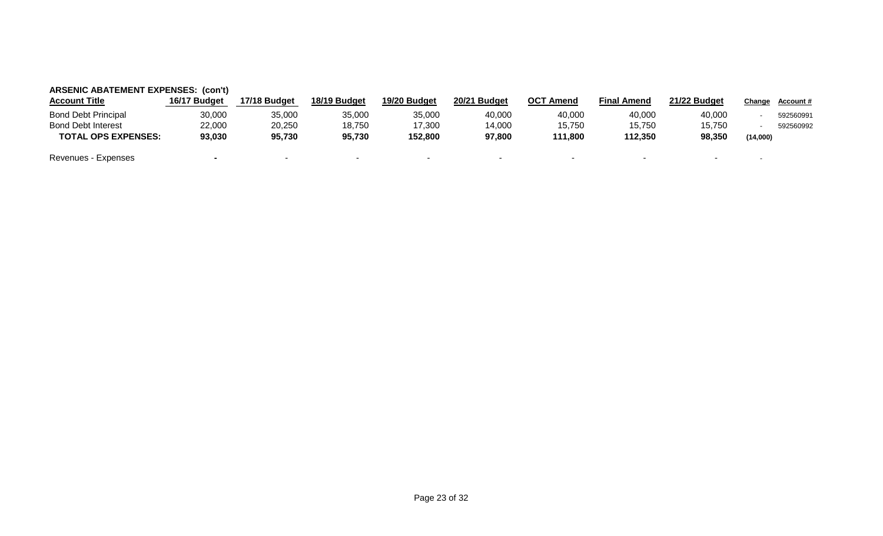**ARSENIC ABATEMENT EXPENSES: (con't)**

| Account Title | 16/17 Budget | 17/18 Budget | 18/19 Budget | 19/20 Budget | 20/21 Budget | OCT Amend | Final Amend | 21/22 Budget | Change | Account # |
|---|---|---|---|---|---|---|---|---|---|---|
| Bond Debt Principal | 30,000 | 35,000 | 35,000 | 35,000 | 40,000 | 40,000 | 40,000 | 40,000 | - | 592560991 |
| Bond Debt Interest | 22,000 | 20,250 | 18,750 | 17,300 | 14,000 | 15,750 | 15,750 | 15,750 | - | 592560992 |
| **TOTAL OPS EXPENSES:** | **93,030** | **95,730** | **95,730** | **152,800** | **97,800** | **111,800** | **112,350** | **98,350** | **(14,000)** | |
| Revenues - Expenses | - | - | - | - | - | - | - | - | - | |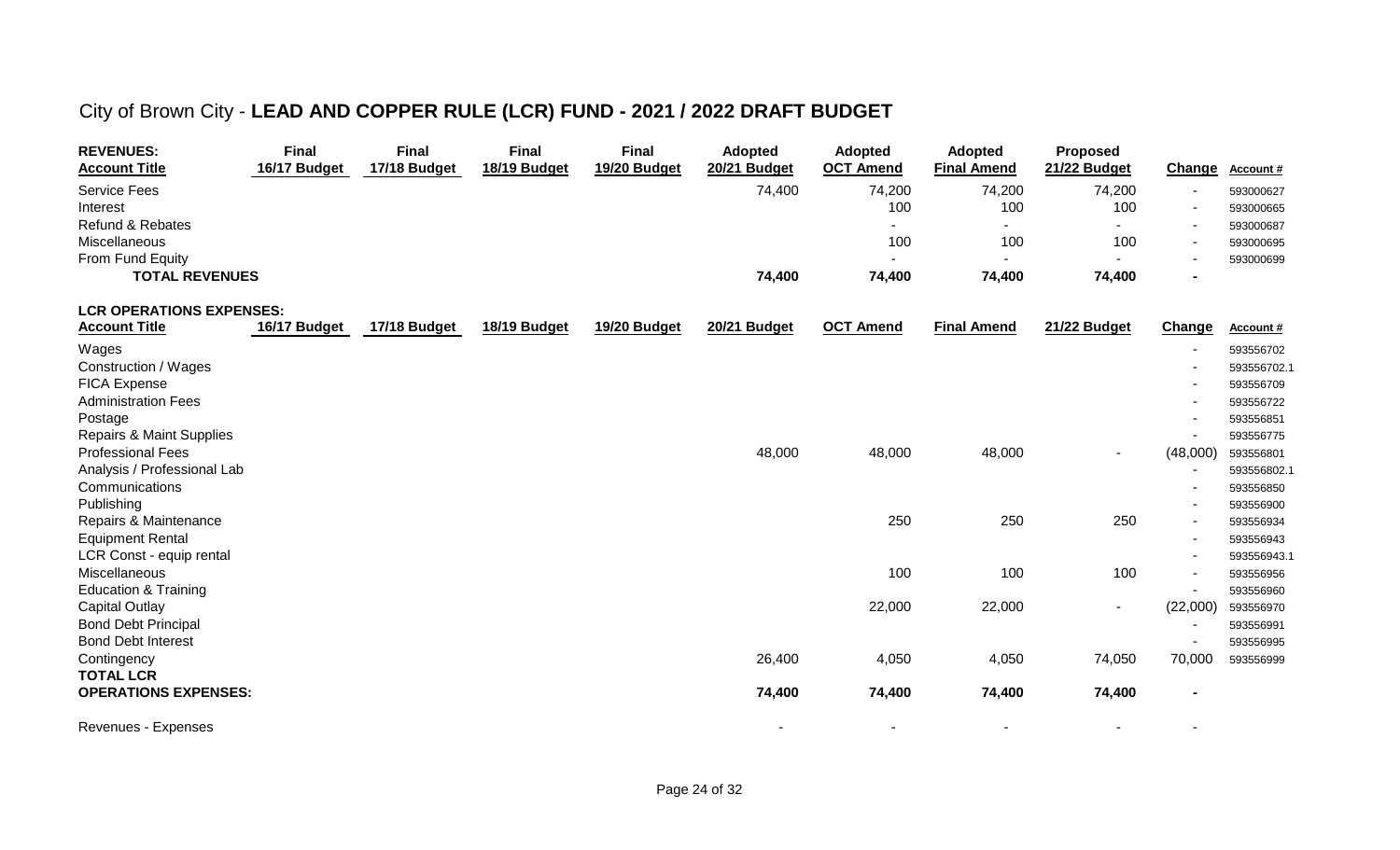# City of Brown City - **LEAD AND COPPER RULE (LCR) FUND - 2021 / 2022 DRAFT BUDGET**

| **REVENUES:** **Account Title** | **Final** **16/17 Budget** | **Final** **17/18 Budget** | **Final** **18/19 Budget** | **Final** **19/20 Budget** | **Adopted** **20/21 Budget** | **Adopted** **OCT Amend** | **Adopted** **Final Amend** | **Proposed** **21/22 Budget** | **Change** | **Account #** |
|---|---|---|---|---|---|---|---|---|---|---|
| Service Fees | | | | | 74,400 | 74,200 | 74,200 | 74,200 | - | 593000627 |
| Interest | | | | | | 100 | 100 | 100 | - | 593000665 |
| Refund & Rebates | | | | | | - | - | - | - | 593000687 |
| Miscellaneous | | | | | | 100 | 100 | 100 | - | 593000695 |
| From Fund Equity | | | | | | - | - | - | - | 593000699 |
| **TOTAL REVENUES** | | | | | **74,400** | **74,400** | **74,400** | **74,400** | **-** | |

| **LCR OPERATIONS EXPENSES:** **Account Title** | **16/17 Budget** | **17/18 Budget** | **18/19 Budget** | **19/20 Budget** | **20/21 Budget** | **OCT Amend** | **Final Amend** | **21/22 Budget** | **Change** | **Account #** |
|---|---|---|---|---|---|---|---|---|---|---|
| Wages | | | | | | | | | - | 593556702 |
| Construction / Wages | | | | | | | | | - | 593556702.1 |
| FICA Expense | | | | | | | | | - | 593556709 |
| Administration Fees | | | | | | | | | - | 593556722 |
| Postage | | | | | | | | | - | 593556851 |
| Repairs & Maint Supplies | | | | | | | | | - | 593556775 |
| Professional Fees | | | | | 48,000 | 48,000 | 48,000 | - | (48,000) | 593556801 |
| Analysis / Professional Lab | | | | | | | | | - | 593556802.1 |
| Communications | | | | | | | | | - | 593556850 |
| Publishing | | | | | | | | | - | 593556900 |
| Repairs & Maintenance | | | | | | 250 | 250 | 250 | - | 593556934 |
| Equipment Rental | | | | | | | | | - | 593556943 |
| LCR Const - equip rental | | | | | | | | | - | 593556943.1 |
| Miscellaneous | | | | | | 100 | 100 | 100 | - | 593556956 |
| Education & Training | | | | | | | | | - | 593556960 |
| Capital Outlay | | | | | | 22,000 | 22,000 | - | (22,000) | 593556970 |
| Bond Debt Principal | | | | | | | | | - | 593556991 |
| Bond Debt Interest | | | | | | | | | - | 593556995 |
| Contingency | | | | | 26,400 | 4,050 | 4,050 | 74,050 | 70,000 | 593556999 |
| **TOTAL LCR OPERATIONS EXPENSES:** | | | | | **74,400** | **74,400** | **74,400** | **74,400** | **-** | |
| Revenues - Expenses | | | | | - | - | - | - | - | |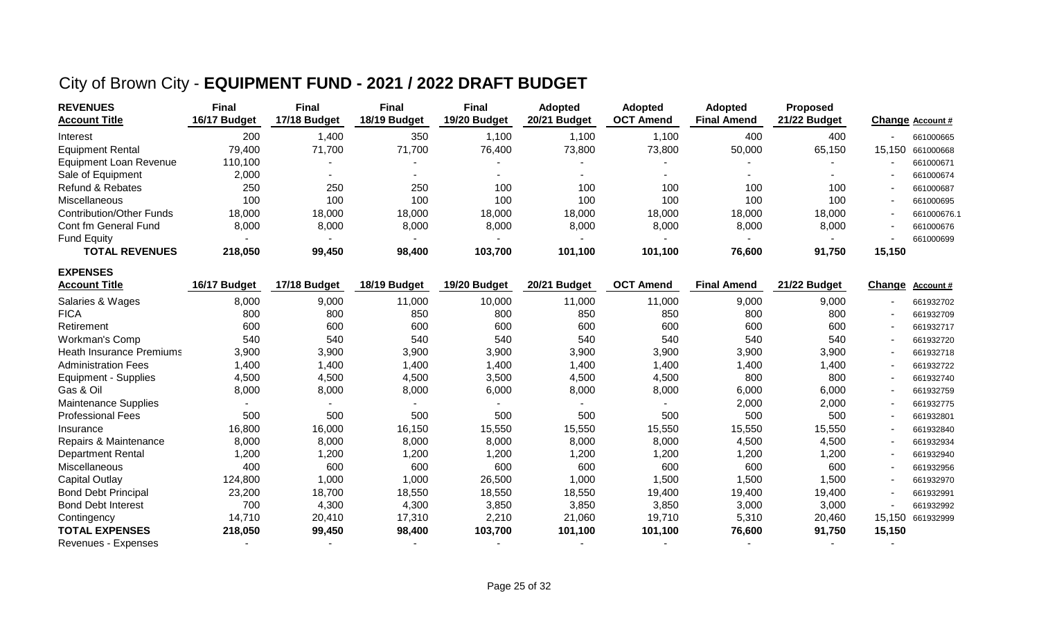# City of Brown City - **EQUIPMENT FUND - 2021 / 2022 DRAFT BUDGET**

| **REVENUES**<br>**Account Title** | **Final**<br>**16/17 Budget** | **Final**<br>**17/18 Budget** | **Final**<br>**18/19 Budget** | **Final**<br>**19/20 Budget** | **Adopted**<br>**20/21 Budget** | **Adopted**<br>**OCT Amend** | **Adopted**<br>**Final Amend** | **Proposed**<br>**21/22 Budget** | **Change** | **Account #** |
|---|---|---|---|---|---|---|---|---|---|---|
| Interest | 200 | 1,400 | 350 | 1,100 | 1,100 | 1,100 | 400 | 400 | - | 661000665 |
| Equipment Rental | 79,400 | 71,700 | 71,700 | 76,400 | 73,800 | 73,800 | 50,000 | 65,150 | 15,150 | 661000668 |
| Equipment Loan Revenue | 110,100 | - | - | - | - | - | - | - | - | 661000671 |
| Sale of Equipment | 2,000 | - | - | - | - | - | - | - | - | 661000674 |
| Refund & Rebates | 250 | 250 | 250 | 100 | 100 | 100 | 100 | 100 | - | 661000687 |
| Miscellaneous | 100 | 100 | 100 | 100 | 100 | 100 | 100 | 100 | - | 661000695 |
| Contribution/Other Funds | 18,000 | 18,000 | 18,000 | 18,000 | 18,000 | 18,000 | 18,000 | 18,000 | - | 661000676.1 |
| Cont fm General Fund | 8,000 | 8,000 | 8,000 | 8,000 | 8,000 | 8,000 | 8,000 | 8,000 | - | 661000676 |
| Fund Equity | - | - | - | - | - | - | - | - | - | 661000699 |
| **TOTAL REVENUES** | **218,050** | **99,450** | **98,400** | **103,700** | **101,100** | **101,100** | **76,600** | **91,750** | **15,150** | |

| **EXPENSES**<br>**Account Title** | **16/17 Budget** | **17/18 Budget** | **18/19 Budget** | **19/20 Budget** | **20/21 Budget** | **OCT Amend** | **Final Amend** | **21/22 Budget** | **Change** | **Account #** |
|---|---|---|---|---|---|---|---|---|---|---|
| Salaries & Wages | 8,000 | 9,000 | 11,000 | 10,000 | 11,000 | 11,000 | 9,000 | 9,000 | - | 661932702 |
| FICA | 800 | 800 | 850 | 800 | 850 | 850 | 800 | 800 | - | 661932709 |
| Retirement | 600 | 600 | 600 | 600 | 600 | 600 | 600 | 600 | - | 661932717 |
| Workman's Comp | 540 | 540 | 540 | 540 | 540 | 540 | 540 | 540 | - | 661932720 |
| Heath Insurance Premiums | 3,900 | 3,900 | 3,900 | 3,900 | 3,900 | 3,900 | 3,900 | 3,900 | - | 661932718 |
| Administration Fees | 1,400 | 1,400 | 1,400 | 1,400 | 1,400 | 1,400 | 1,400 | 1,400 | - | 661932722 |
| Equipment - Supplies | 4,500 | 4,500 | 4,500 | 3,500 | 4,500 | 4,500 | 800 | 800 | - | 661932740 |
| Gas & Oil | 8,000 | 8,000 | 8,000 | 6,000 | 8,000 | 8,000 | 6,000 | 6,000 | - | 661932759 |
| Maintenance Supplies | - | - | - | - | - | - | 2,000 | 2,000 | - | 661932775 |
| Professional Fees | 500 | 500 | 500 | 500 | 500 | 500 | 500 | 500 | - | 661932801 |
| Insurance | 16,800 | 16,000 | 16,150 | 15,550 | 15,550 | 15,550 | 15,550 | 15,550 | - | 661932840 |
| Repairs & Maintenance | 8,000 | 8,000 | 8,000 | 8,000 | 8,000 | 8,000 | 4,500 | 4,500 | - | 661932934 |
| Department Rental | 1,200 | 1,200 | 1,200 | 1,200 | 1,200 | 1,200 | 1,200 | 1,200 | - | 661932940 |
| Miscellaneous | 400 | 600 | 600 | 600 | 600 | 600 | 600 | 600 | - | 661932956 |
| Capital Outlay | 124,800 | 1,000 | 1,000 | 26,500 | 1,000 | 1,500 | 1,500 | 1,500 | - | 661932970 |
| Bond Debt Principal | 23,200 | 18,700 | 18,550 | 18,550 | 18,550 | 19,400 | 19,400 | 19,400 | - | 661932991 |
| Bond Debt Interest | 700 | 4,300 | 4,300 | 3,850 | 3,850 | 3,850 | 3,000 | 3,000 | - | 661932992 |
| Contingency | 14,710 | 20,410 | 17,310 | 2,210 | 21,060 | 19,710 | 5,310 | 20,460 | 15,150 | 661932999 |
| **TOTAL EXPENSES** | **218,050** | **99,450** | **98,400** | **103,700** | **101,100** | **101,100** | **76,600** | **91,750** | **15,150** | |
| Revenues - Expenses | - | - | - | - | - | - | - | - | - | |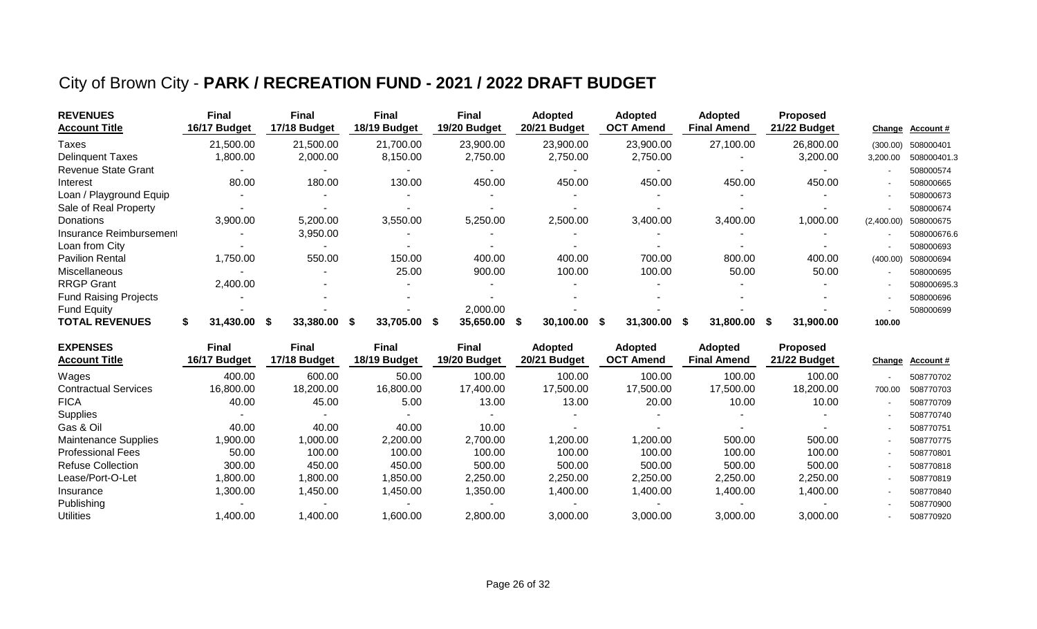# City of Brown City - **PARK / RECREATION FUND - 2021 / 2022 DRAFT BUDGET**

| **REVENUES** <br> **Account Title** | **Final 16/17 Budget** | **Final 17/18 Budget** | **Final 18/19 Budget** | **Final 19/20 Budget** | **Adopted 20/21 Budget** | **Adopted OCT Amend** | **Adopted Final Amend** | **Proposed 21/22 Budget** | **Change** | **Account #** |
|---|---|---|---|---|---|---|---|---|---|---|
| Taxes | 21,500.00 | 21,500.00 | 21,700.00 | 23,900.00 | 23,900.00 | 23,900.00 | 27,100.00 | 26,800.00 | (300.00) | 508000401 |
| Delinquent Taxes | 1,800.00 | 2,000.00 | 8,150.00 | 2,750.00 | 2,750.00 | 2,750.00 | - | 3,200.00 | 3,200.00 | 508000401.3 |
| Revenue State Grant | - | - | - | - | - | - | - | - | - | 508000574 |
| Interest | 80.00 | 180.00 | 130.00 | 450.00 | 450.00 | 450.00 | 450.00 | 450.00 | - | 508000665 |
| Loan / Playground Equip | - | - | - | - | - | - | - | - | - | 508000673 |
| Sale of Real Property | - | - | - | - | - | - | - | - | - | 508000674 |
| Donations | 3,900.00 | 5,200.00 | 3,550.00 | 5,250.00 | 2,500.00 | 3,400.00 | 3,400.00 | 1,000.00 | (2,400.00) | 508000675 |
| Insurance Reimbursement | - | 3,950.00 | - | - | - | - | - | - | - | 508000676.6 |
| Loan from City | - | - | - | - | - | - | - | - | - | 508000693 |
| Pavilion Rental | 1,750.00 | 550.00 | 150.00 | 400.00 | 400.00 | 700.00 | 800.00 | 400.00 | (400.00) | 508000694 |
| Miscellaneous | - | - | 25.00 | 900.00 | 100.00 | 100.00 | 50.00 | 50.00 | - | 508000695 |
| RRGP Grant | 2,400.00 | - | - | - | - | - | - | - | - | 508000695.3 |
| Fund Raising Projects | - | - | - | - | - | - | - | - | - | 508000696 |
| Fund Equity | - | - | - | 2,000.00 | | - | - | - | - | 508000699 |
| **TOTAL REVENUES** | **$ 31,430.00** | **$ 33,380.00** | **$ 33,705.00** | **$ 35,650.00** | **$ 30,100.00** | **$ 31,300.00** | **$ 31,800.00** | **$ 31,900.00** | **100.00** | |

| **EXPENSES** <br> **Account Title** | **Final 16/17 Budget** | **Final 17/18 Budget** | **Final 18/19 Budget** | **Final 19/20 Budget** | **Adopted 20/21 Budget** | **Adopted OCT Amend** | **Adopted Final Amend** | **Proposed 21/22 Budget** | **Change** | **Account #** |
|---|---|---|---|---|---|---|---|---|---|---|
| Wages | 400.00 | 600.00 | 50.00 | 100.00 | 100.00 | 100.00 | 100.00 | 100.00 | - | 508770702 |
| Contractual Services | 16,800.00 | 18,200.00 | 16,800.00 | 17,400.00 | 17,500.00 | 17,500.00 | 17,500.00 | 18,200.00 | 700.00 | 508770703 |
| FICA | 40.00 | 45.00 | 5.00 | 13.00 | 13.00 | 20.00 | 10.00 | 10.00 | - | 508770709 |
| Supplies | - | - | - | - | - | - | - | - | - | 508770740 |
| Gas & Oil | 40.00 | 40.00 | 40.00 | 10.00 | - | - | - | - | - | 508770751 |
| Maintenance Supplies | 1,900.00 | 1,000.00 | 2,200.00 | 2,700.00 | 1,200.00 | 1,200.00 | 500.00 | 500.00 | - | 508770775 |
| Professional Fees | 50.00 | 100.00 | 100.00 | 100.00 | 100.00 | 100.00 | 100.00 | 100.00 | - | 508770801 |
| Refuse Collection | 300.00 | 450.00 | 450.00 | 500.00 | 500.00 | 500.00 | 500.00 | 500.00 | - | 508770818 |
| Lease/Port-O-Let | 1,800.00 | 1,800.00 | 1,850.00 | 2,250.00 | 2,250.00 | 2,250.00 | 2,250.00 | 2,250.00 | - | 508770819 |
| Insurance | 1,300.00 | 1,450.00 | 1,450.00 | 1,350.00 | 1,400.00 | 1,400.00 | 1,400.00 | 1,400.00 | - | 508770840 |
| Publishing | - | - | - | - | - | - | - | - | - | 508770900 |
| Utilities | 1,400.00 | 1,400.00 | 1,600.00 | 2,800.00 | 3,000.00 | 3,000.00 | 3,000.00 | 3,000.00 | - | 508770920 |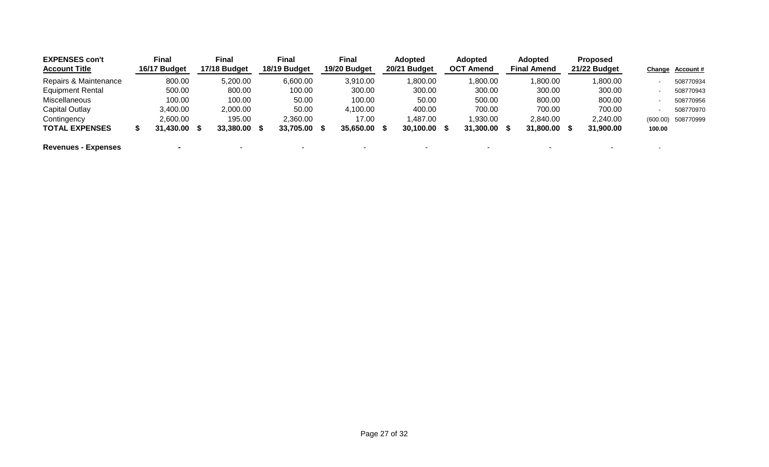| EXPENSES con't<br>Account Title | Final<br>16/17 Budget | Final<br>17/18 Budget | Final<br>18/19 Budget | Final<br>19/20 Budget | Adopted<br>20/21 Budget | Adopted<br>OCT Amend | Adopted<br>Final Amend | Proposed<br>21/22 Budget | Change | Account # |
|---|---|---|---|---|---|---|---|---|---|---|
| Repairs & Maintenance | 800.00 | 5,200.00 | 6,600.00 | 3,910.00 | 1,800.00 | 1,800.00 | 1,800.00 | 1,800.00 | - | 508770934 |
| Equipment Rental | 500.00 | 800.00 | 100.00 | 300.00 | 300.00 | 300.00 | 300.00 | 300.00 | - | 508770943 |
| Miscellaneous | 100.00 | 100.00 | 50.00 | 100.00 | 50.00 | 500.00 | 800.00 | 800.00 | - | 508770956 |
| Capital Outlay | 3,400.00 | 2,000.00 | 50.00 | 4,100.00 | 400.00 | 700.00 | 700.00 | 700.00 | - | 508770970 |
| Contingency | 2,600.00 | 195.00 | 2,360.00 | 17.00 | 1,487.00 | 1,930.00 | 2,840.00 | 2,240.00 | (600.00) | 508770999 |
| **TOTAL EXPENSES** | **$ 31,430.00** | **$ 33,380.00** | **$ 33,705.00** | **$ 35,650.00** | **$ 30,100.00** | **$ 31,300.00** | **$ 31,800.00** | **$ 31,900.00** | **100.00** | |
| | | | | | | | | | | |
| **Revenues - Expenses** | **-** | - | - | - | - | - | - | - | - | |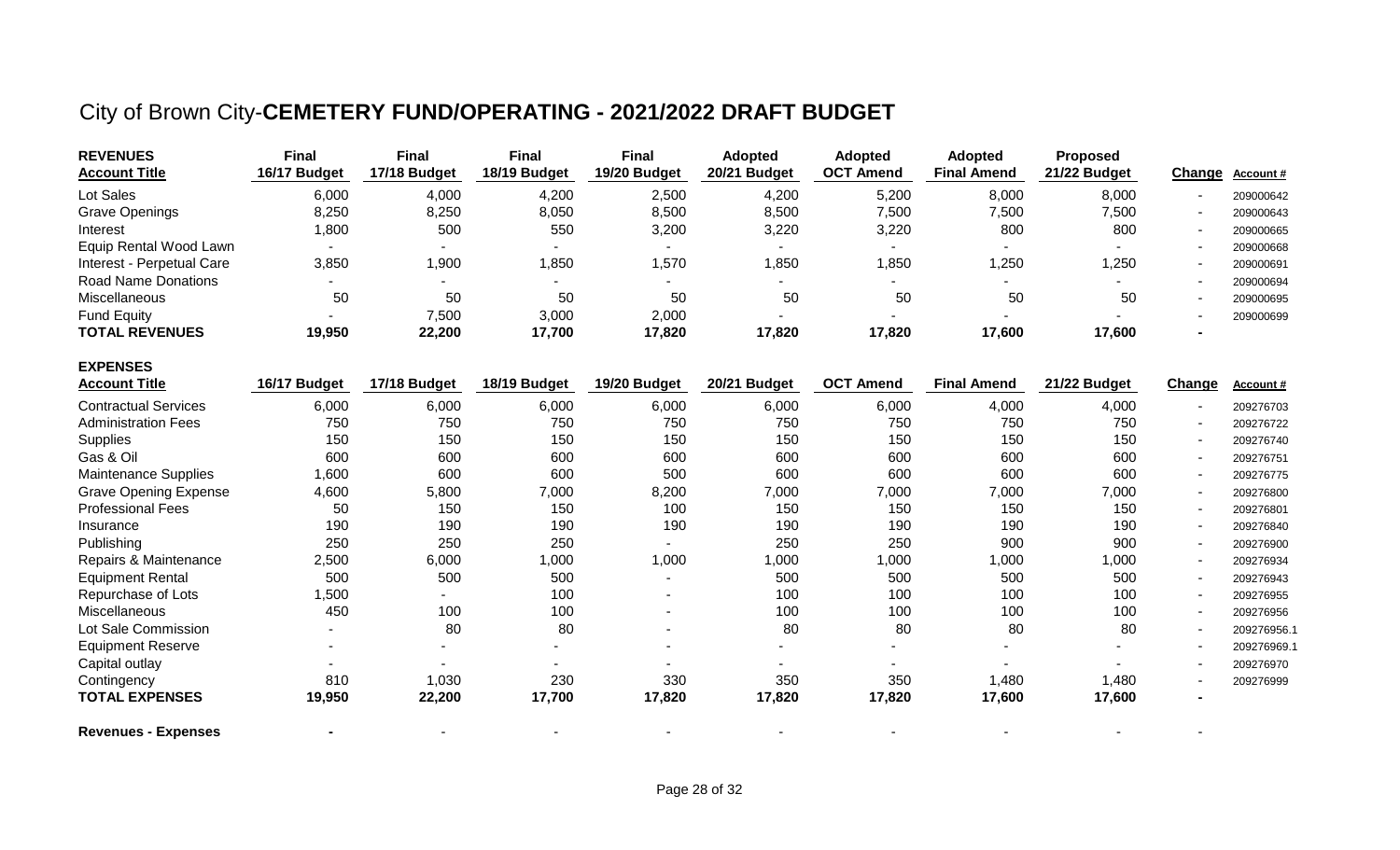# City of Brown City-**CEMETERY FUND/OPERATING - 2021/2022 DRAFT BUDGET**

| **REVENUES** **Account Title** | **Final 16/17 Budget** | **Final 17/18 Budget** | **Final 18/19 Budget** | **Final 19/20 Budget** | **Adopted 20/21 Budget** | **Adopted OCT Amend** | **Adopted Final Amend** | **Proposed 21/22 Budget** | **Change** | **Account #** |
|---|---|---|---|---|---|---|---|---|---|---|
| Lot Sales | 6,000 | 4,000 | 4,200 | 2,500 | 4,200 | 5,200 | 8,000 | 8,000 | - | 209000642 |
| Grave Openings | 8,250 | 8,250 | 8,050 | 8,500 | 8,500 | 7,500 | 7,500 | 7,500 | - | 209000643 |
| Interest | 1,800 | 500 | 550 | 3,200 | 3,220 | 3,220 | 800 | 800 | - | 209000665 |
| Equip Rental Wood Lawn | - | - | - | - | - | - | - | - | - | 209000668 |
| Interest - Perpetual Care | 3,850 | 1,900 | 1,850 | 1,570 | 1,850 | 1,850 | 1,250 | 1,250 | - | 209000691 |
| Road Name Donations | - | - | - | - | - | - | - | - | - | 209000694 |
| Miscellaneous | 50 | 50 | 50 | 50 | 50 | 50 | 50 | 50 | - | 209000695 |
| Fund Equity | - | 7,500 | 3,000 | 2,000 | - | - | - | - | - | 209000699 |
| **TOTAL REVENUES** | **19,950** | **22,200** | **17,700** | **17,820** | **17,820** | **17,820** | **17,600** | **17,600** | **-** | |

| **EXPENSES** **Account Title** | **16/17 Budget** | **17/18 Budget** | **18/19 Budget** | **19/20 Budget** | **20/21 Budget** | **OCT Amend** | **Final Amend** | **21/22 Budget** | **Change** | **Account #** |
|---|---|---|---|---|---|---|---|---|---|---|
| Contractual Services | 6,000 | 6,000 | 6,000 | 6,000 | 6,000 | 6,000 | 4,000 | 4,000 | - | 209276703 |
| Administration Fees | 750 | 750 | 750 | 750 | 750 | 750 | 750 | 750 | - | 209276722 |
| Supplies | 150 | 150 | 150 | 150 | 150 | 150 | 150 | 150 | - | 209276740 |
| Gas & Oil | 600 | 600 | 600 | 600 | 600 | 600 | 600 | 600 | - | 209276751 |
| Maintenance Supplies | 1,600 | 600 | 600 | 500 | 600 | 600 | 600 | 600 | - | 209276775 |
| Grave Opening Expense | 4,600 | 5,800 | 7,000 | 8,200 | 7,000 | 7,000 | 7,000 | 7,000 | - | 209276800 |
| Professional Fees | 50 | 150 | 150 | 100 | 150 | 150 | 150 | 150 | - | 209276801 |
| Insurance | 190 | 190 | 190 | 190 | 190 | 190 | 190 | 190 | - | 209276840 |
| Publishing | 250 | 250 | 250 | - | 250 | 250 | 900 | 900 | - | 209276900 |
| Repairs & Maintenance | 2,500 | 6,000 | 1,000 | 1,000 | 1,000 | 1,000 | 1,000 | 1,000 | - | 209276934 |
| Equipment Rental | 500 | 500 | 500 | - | 500 | 500 | 500 | 500 | - | 209276943 |
| Repurchase of Lots | 1,500 | - | 100 | - | 100 | 100 | 100 | 100 | - | 209276955 |
| Miscellaneous | 450 | 100 | 100 | - | 100 | 100 | 100 | 100 | - | 209276956 |
| Lot Sale Commission | - | 80 | 80 | - | 80 | 80 | 80 | 80 | - | 209276956.1 |
| Equipment Reserve | - | - | - | - | - | - | - | - | - | 209276969.1 |
| Capital outlay | - | - | - | - | - | - | - | - | - | 209276970 |
| Contingency | 810 | 1,030 | 230 | 330 | 350 | 350 | 1,480 | 1,480 | - | 209276999 |
| **TOTAL EXPENSES** | **19,950** | **22,200** | **17,700** | **17,820** | **17,820** | **17,820** | **17,600** | **17,600** | **-** | |
| | | | | | | | | | | |
| **Revenues - Expenses** | **-** | - | - | - | - | - | - | - | - | |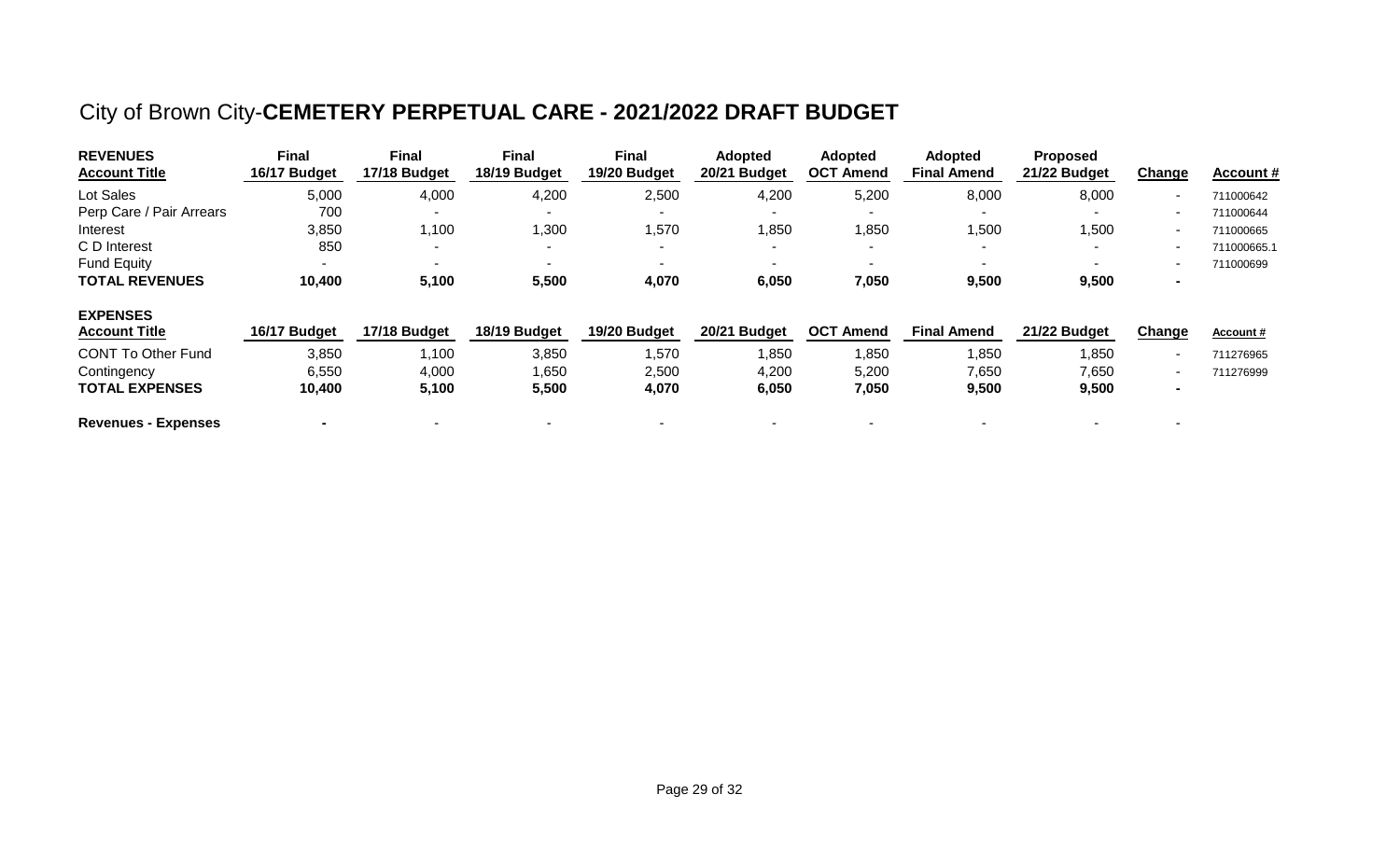# City of Brown City-**CEMETERY PERPETUAL CARE - 2021/2022 DRAFT BUDGET**

| **REVENUES**<br>**Account Title** | **Final**<br>**16/17 Budget** | **Final**<br>**17/18 Budget** | **Final**<br>**18/19 Budget** | **Final**<br>**19/20 Budget** | **Adopted**<br>**20/21 Budget** | **Adopted**<br>**OCT Amend** | **Adopted**<br>**Final Amend** | **Proposed**<br>**21/22 Budget** | **Change** | **Account #** |
|---|---|---|---|---|---|---|---|---|---|---|
| Lot Sales | 5,000 | 4,000 | 4,200 | 2,500 | 4,200 | 5,200 | 8,000 | 8,000 | - | 711000642 |
| Perp Care / Pair Arrears | 700 | - | - | - | - | - | - | - | - | 711000644 |
| Interest | 3,850 | 1,100 | 1,300 | 1,570 | 1,850 | 1,850 | 1,500 | 1,500 | - | 711000665 |
| C D Interest | 850 | - | - | - | - | - | - | - | - | 711000665.1 |
| Fund Equity | - | - | - | - | - | - | - | - | - | 711000699 |
| **TOTAL REVENUES** | **10,400** | **5,100** | **5,500** | **4,070** | **6,050** | **7,050** | **9,500** | **9,500** | **-** | |

| **EXPENSES**<br>**Account Title** | **16/17 Budget** | **17/18 Budget** | **18/19 Budget** | **19/20 Budget** | **20/21 Budget** | **OCT Amend** | **Final Amend** | **21/22 Budget** | **Change** | **Account #** |
|---|---|---|---|---|---|---|---|---|---|---|
| CONT To Other Fund | 3,850 | 1,100 | 3,850 | 1,570 | 1,850 | 1,850 | 1,850 | 1,850 | - | 711276965 |
| Contingency | 6,550 | 4,000 | 1,650 | 2,500 | 4,200 | 5,200 | 7,650 | 7,650 | - | 711276999 |
| **TOTAL EXPENSES** | **10,400** | **5,100** | **5,500** | **4,070** | **6,050** | **7,050** | **9,500** | **9,500** | **-** | |
| | | | | | | | | | | |
| **Revenues - Expenses** | **-** | - | - | - | - | - | - | - | - | |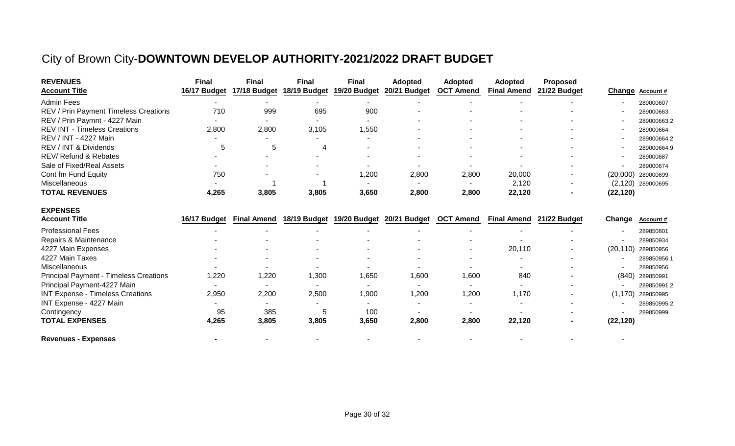# City of Brown City-**DOWNTOWN DEVELOP AUTHORITY-2021/2022 DRAFT BUDGET**

| **REVENUES** **Account Title** | **Final 16/17 Budget** | **Final 17/18 Budget** | **Final 18/19 Budget** | **Final 19/20 Budget** | **Adopted 20/21 Budget** | **Adopted OCT Amend** | **Adopted Final Amend** | **Proposed 21/22 Budget** | **Change** | **Account #** |
|---|---|---|---|---|---|---|---|---|---|---|
| Admin Fees | - | - | - | - | - | - | - | - | - | 289000607 |
| REV / Prin Payment Timeless Creations | 710 | 999 | 695 | 900 | - | - | - | - | - | 289000663 |
| REV / Prin Paymnt - 4227 Main | - | - | - | - | - | - | - | - | - | 289000663.2 |
| REV INT - Timeless Creations | 2,800 | 2,800 | 3,105 | 1,550 | - | - | - | - | - | 289000664 |
| REV / INT - 4227 Main | - | - | - | - | - | - | - | - | - | 289000664.2 |
| REV / INT & Dividends | 5 | 5 | 4 | - | - | - | - | - | - | 289000664.9 |
| REV/ Refund & Rebates | - | - | - | - | - | - | - | - | - | 289000687 |
| Sale of Fixed/Real Assets | - | - | - | - | - | - | - | - | - | 289000674 |
| Cont fm Fund Equity | 750 | - | - | 1,200 | 2,800 | 2,800 | 20,000 | - | (20,000) | 289000699 |
| Miscellaneous | - | 1 | 1 | - | - | - | 2,120 | - | (2,120) | 289000695 |
| **TOTAL REVENUES** | **4,265** | **3,805** | **3,805** | **3,650** | **2,800** | **2,800** | **22,120** | **-** | **(22,120)** | |

| **EXPENSES** **Account Title** | **16/17 Budget** | **Final Amend** | **18/19 Budget** | **19/20 Budget** | **20/21 Budget** | **OCT Amend** | **Final Amend** | **21/22 Budget** | **Change** | **Account #** |
|---|---|---|---|---|---|---|---|---|---|---|
| Professional Fees | - | - | - | - | - | - | - | - | - | 289850801 |
| Repairs & Maintenance | - | - | - | - | - | - | - | - | - | 289850934 |
| 4227 Main Expenses | - | - | - | - | - | - | 20,110 | - | (20,110) | 289850956 |
| 4227 Main Taxes | - | - | - | - | - | - | - | - | - | 289850956.1 |
| Miscellaneous | - | - | - | - | - | - | - | - | - | 289850956 |
| Principal Payment - Timeless Creations | 1,220 | 1,220 | 1,300 | 1,650 | 1,600 | 1,600 | 840 | - | (840) | 289850991 |
| Principal Payment-4227 Main | - | - | - | - | - | - | - | - | - | 289850991.2 |
| INT Expense - Timeless Creations | 2,950 | 2,200 | 2,500 | 1,900 | 1,200 | 1,200 | 1,170 | - | (1,170) | 289850995 |
| INT Expense - 4227 Main | - | - | - | - | - | - | - | - | - | 289850995.2 |
| Contingency | 95 | 385 | 5 | 100 | - | - | - | - | - | 289850999 |
| **TOTAL EXPENSES** | **4,265** | **3,805** | **3,805** | **3,650** | **2,800** | **2,800** | **22,120** | **-** | **(22,120)** | |
| | | | | | | | | | | |
| **Revenues - Expenses** | **-** | - | - | - | - | - | - | - | - | |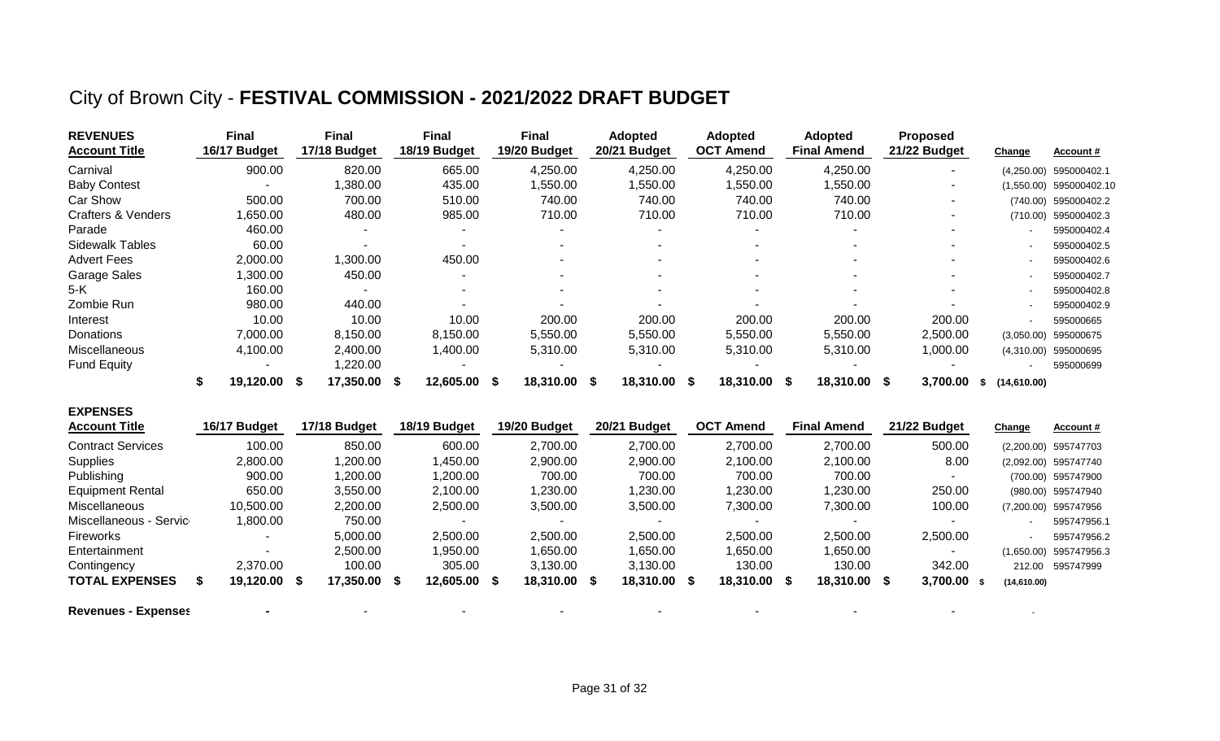# City of Brown City - **FESTIVAL COMMISSION - 2021/2022 DRAFT BUDGET**

| **REVENUES Account Title** | **Final 16/17 Budget** | **Final 17/18 Budget** | **Final 18/19 Budget** | **Final 19/20 Budget** | **Adopted 20/21 Budget** | **Adopted OCT Amend** | **Adopted Final Amend** | **Proposed 21/22 Budget** | **Change** | **Account #** |
|---|---|---|---|---|---|---|---|---|---|---|
| Carnival | 900.00 | 820.00 | 665.00 | 4,250.00 | 4,250.00 | 4,250.00 | 4,250.00 | - | (4,250.00) | 595000402.1 |
| Baby Contest | - | 1,380.00 | 435.00 | 1,550.00 | 1,550.00 | 1,550.00 | 1,550.00 | - | (1,550.00) | 595000402.10 |
| Car Show | 500.00 | 700.00 | 510.00 | 740.00 | 740.00 | 740.00 | 740.00 | - | (740.00) | 595000402.2 |
| Crafters & Venders | 1,650.00 | 480.00 | 985.00 | 710.00 | 710.00 | 710.00 | 710.00 | - | (710.00) | 595000402.3 |
| Parade | 460.00 | - | - | - | - | - | - | - | - | 595000402.4 |
| Sidewalk Tables | 60.00 | - | - | - | - | - | - | - | - | 595000402.5 |
| Advert Fees | 2,000.00 | 1,300.00 | 450.00 | - | - | - | - | - | - | 595000402.6 |
| Garage Sales | 1,300.00 | 450.00 | - | - | - | - | - | - | - | 595000402.7 |
| 5-K | 160.00 | - | - | - | - | - | - | - | - | 595000402.8 |
| Zombie Run | 980.00 | 440.00 | - | - | - | - | - | - | - | 595000402.9 |
| Interest | 10.00 | 10.00 | 10.00 | 200.00 | 200.00 | 200.00 | 200.00 | 200.00 | - | 595000665 |
| Donations | 7,000.00 | 8,150.00 | 8,150.00 | 5,550.00 | 5,550.00 | 5,550.00 | 5,550.00 | 2,500.00 | (3,050.00) | 595000675 |
| Miscellaneous | 4,100.00 | 2,400.00 | 1,400.00 | 5,310.00 | 5,310.00 | 5,310.00 | 5,310.00 | 1,000.00 | (4,310.00) | 595000695 |
| Fund Equity | - | 1,220.00 | - | - | - | - | - | - | - | 595000699 |
| | **$ 19,120.00** | **$ 17,350.00** | **$ 12,605.00** | **$ 18,310.00** | **$ 18,310.00** | **$ 18,310.00** | **$ 18,310.00** | **$ 3,700.00** | **$ (14,610.00)** | |

| **EXPENSES Account Title** | **16/17 Budget** | **17/18 Budget** | **18/19 Budget** | **19/20 Budget** | **20/21 Budget** | **OCT Amend** | **Final Amend** | **21/22 Budget** | **Change** | **Account #** |
|---|---|---|---|---|---|---|---|---|---|---|
| Contract Services | 100.00 | 850.00 | 600.00 | 2,700.00 | 2,700.00 | 2,700.00 | 2,700.00 | 500.00 | (2,200.00) | 595747703 |
| Supplies | 2,800.00 | 1,200.00 | 1,450.00 | 2,900.00 | 2,900.00 | 2,100.00 | 2,100.00 | 8.00 | (2,092.00) | 595747740 |
| Publishing | 900.00 | 1,200.00 | 1,200.00 | 700.00 | 700.00 | 700.00 | 700.00 | - | (700.00) | 595747900 |
| Equipment Rental | 650.00 | 3,550.00 | 2,100.00 | 1,230.00 | 1,230.00 | 1,230.00 | 1,230.00 | 250.00 | (980.00) | 595747940 |
| Miscellaneous | 10,500.00 | 2,200.00 | 2,500.00 | 3,500.00 | 3,500.00 | 7,300.00 | 7,300.00 | 100.00 | (7,200.00) | 595747956 |
| Miscellaneous - Servic | 1,800.00 | 750.00 | - | - | - | - | - | - | - | 595747956.1 |
| Fireworks | - | 5,000.00 | 2,500.00 | 2,500.00 | 2,500.00 | 2,500.00 | 2,500.00 | 2,500.00 | - | 595747956.2 |
| Entertainment | - | 2,500.00 | 1,950.00 | 1,650.00 | 1,650.00 | 1,650.00 | 1,650.00 | - | (1,650.00) | 595747956.3 |
| Contingency | 2,370.00 | 100.00 | 305.00 | 3,130.00 | 3,130.00 | 130.00 | 130.00 | 342.00 | 212.00 | 595747999 |
| **TOTAL EXPENSES** | **$ 19,120.00** | **$ 17,350.00** | **$ 12,605.00** | **$ 18,310.00** | **$ 18,310.00** | **$ 18,310.00** | **$ 18,310.00** | **$ 3,700.00** | **$ (14,610.00)** | |
| | | | | | | | | | | |
| **Revenues - Expenses** | **-** | - | - | - | - | - | - | - | - | |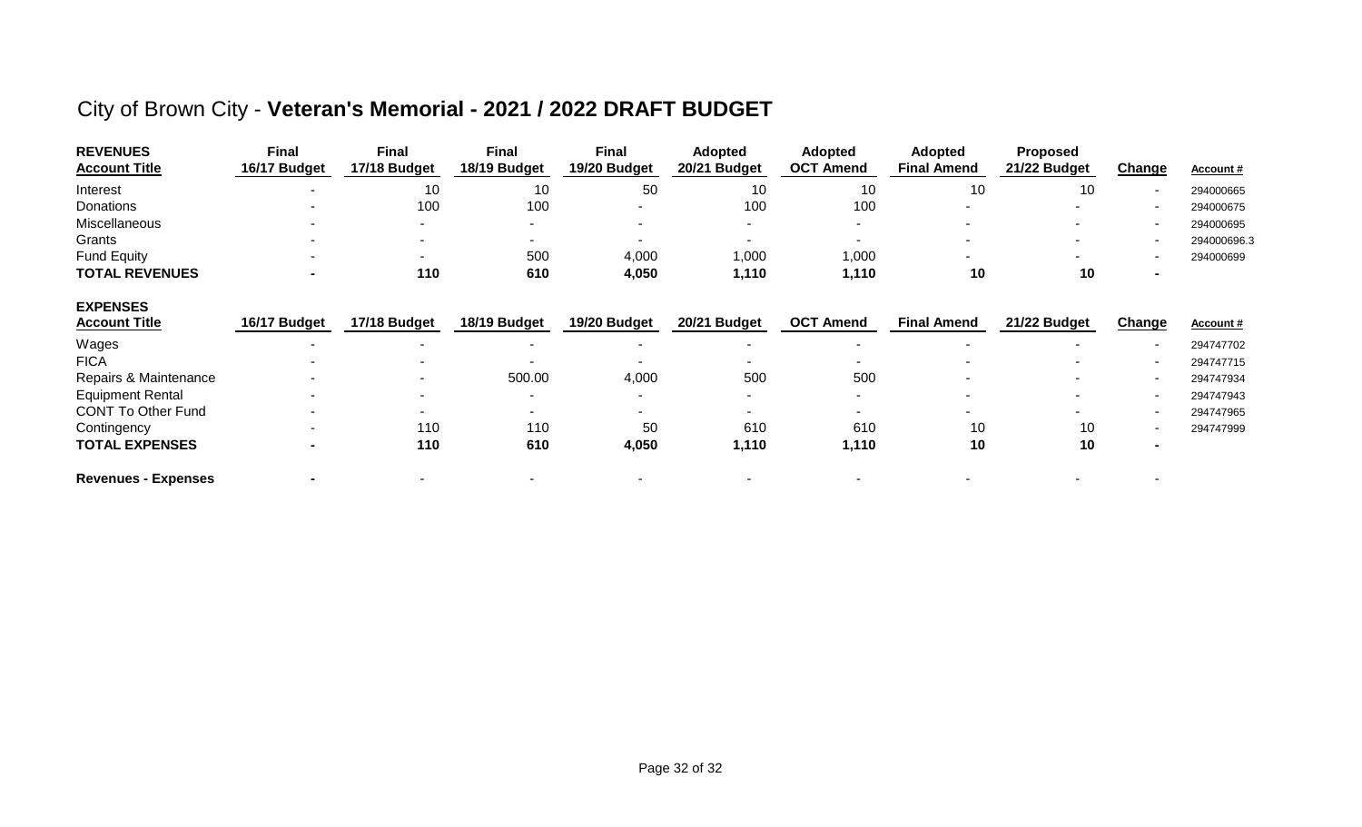# City of Brown City - **Veteran's Memorial - 2021 / 2022 DRAFT BUDGET**

| **REVENUES** <br> **Account Title** | **Final 16/17 Budget** | **Final 17/18 Budget** | **Final 18/19 Budget** | **Final 19/20 Budget** | **Adopted 20/21 Budget** | **Adopted OCT Amend** | **Adopted Final Amend** | **Proposed 21/22 Budget** | **Change** | **Account #** |
|---|---|---|---|---|---|---|---|---|---|---|
| Interest | - | 10 | 10 | 50 | 10 | 10 | 10 | 10 | - | 294000665 |
| Donations | - | 100 | 100 | - | 100 | 100 | - | - | - | 294000675 |
| Miscellaneous | - | - | - | - | - | - | - | - | - | 294000695 |
| Grants | - | - | - | - | - | - | - | - | - | 294000696.3 |
| Fund Equity | - | - | 500 | 4,000 | 1,000 | 1,000 | - | - | - | 294000699 |
| **TOTAL REVENUES** | **-** | **110** | **610** | **4,050** | **1,110** | **1,110** | **10** | **10** | **-** | |

| **EXPENSES** <br> **Account Title** | **16/17 Budget** | **17/18 Budget** | **18/19 Budget** | **19/20 Budget** | **20/21 Budget** | **OCT Amend** | **Final Amend** | **21/22 Budget** | **Change** | **Account #** |
|---|---|---|---|---|---|---|---|---|---|---|
| Wages | - | - | - | - | - | - | - | - | - | 294747702 |
| FICA | - | - | - | - | - | - | - | - | - | 294747715 |
| Repairs & Maintenance | - | - | 500.00 | 4,000 | 500 | 500 | - | - | - | 294747934 |
| Equipment Rental | - | - | - | - | - | - | - | - | - | 294747943 |
| CONT To Other Fund | - | - | - | - | - | - | - | - | - | 294747965 |
| Contingency | - | 110 | 110 | 50 | 610 | 610 | 10 | 10 | - | 294747999 |
| **TOTAL EXPENSES** | **-** | **110** | **610** | **4,050** | **1,110** | **1,110** | **10** | **10** | **-** | |
| | | | | | | | | | | |
| **Revenues - Expenses** | **-** | - | - | - | - | - | - | - | - | |